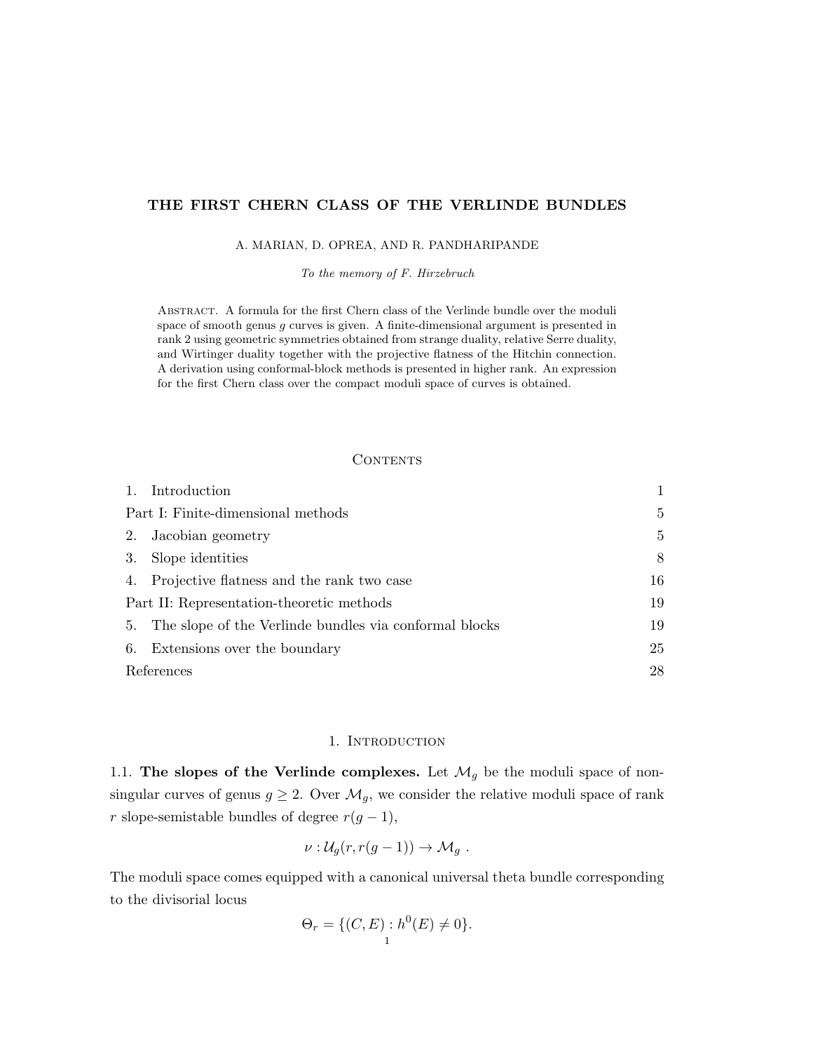# THE FIRST CHERN CLASS OF THE VERLINDE BUNDLES

A. MARIAN, D. OPREA, AND R. PANDHARIPANDE

*To the memory of F. Hirzebruch*

Abstract. A formula for the first Chern class of the Verlinde bundle over the moduli space of smooth genus $g$ curves is given. A finite-dimensional argument is presented in rank 2 using geometric symmetries obtained from strange duality, relative Serre duality, and Wirtinger duality together with the projective flatness of the Hitchin connection. A derivation using conformal-block methods is presented in higher rank. An expression for the first Chern class over the compact moduli space of curves is obtained.

## Contents

| | |
|---|---|
| 1. Introduction | 1 |
| Part I: Finite-dimensional methods | 5 |
| 2. Jacobian geometry | 5 |
| 3. Slope identities | 8 |
| 4. Projective flatness and the rank two case | 16 |
| Part II: Representation-theoretic methods | 19 |
| 5. The slope of the Verlinde bundles via conformal blocks | 19 |
| 6. Extensions over the boundary | 25 |
| References | 28 |

## 1. Introduction

1.1. **The slopes of the Verlinde complexes.** Let $\mathcal{M}_g$ be the moduli space of nonsingular curves of genus $g \geq 2$. Over $\mathcal{M}_g$, we consider the relative moduli space of rank $r$ slope-semistable bundles of degree $r(g-1)$,

$$\nu : \mathcal{U}_g(r, r(g-1)) \to \mathcal{M}_g \ .$$

The moduli space comes equipped with a canonical universal theta bundle corresponding to the divisorial locus

$$\Theta_r = \{(C, E) : h^0(E) \neq 0\}.$$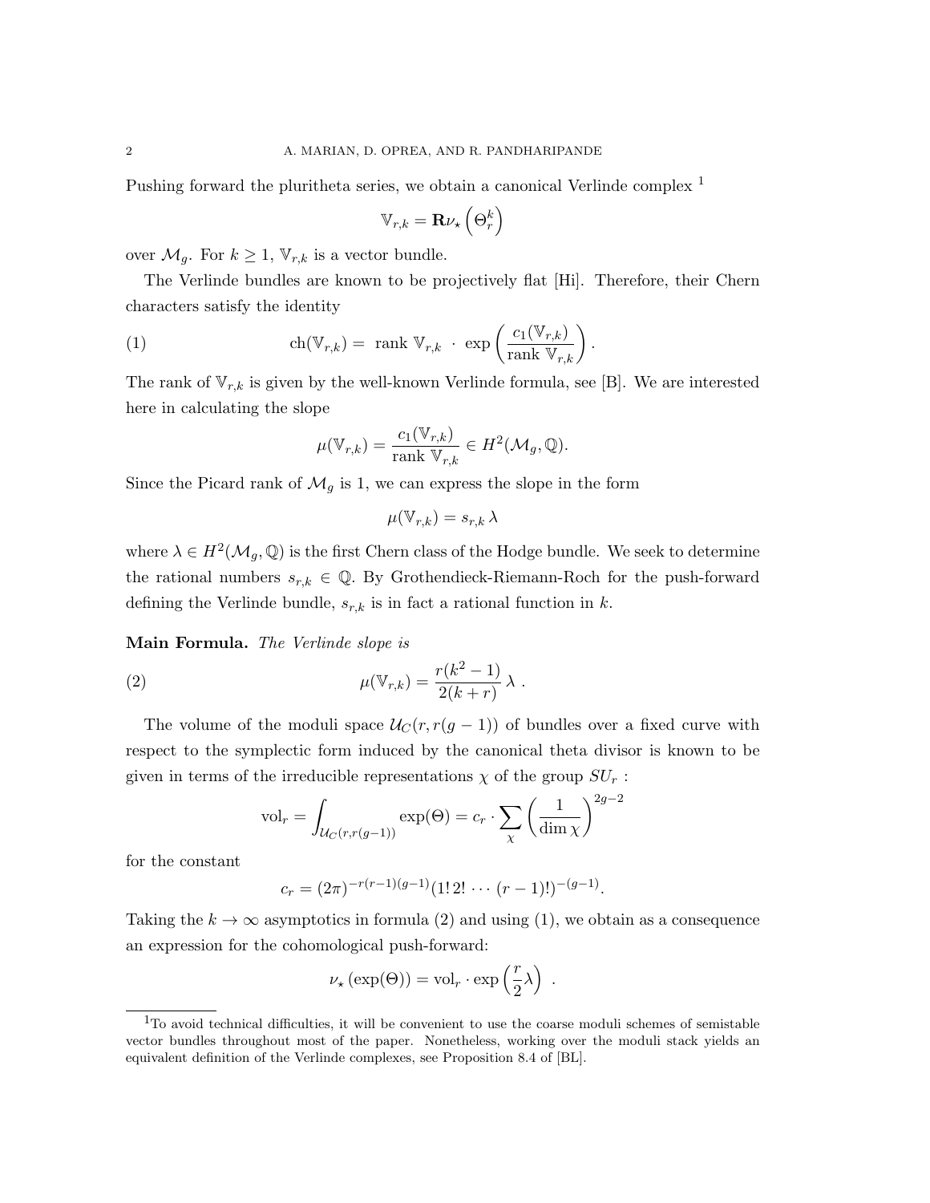Pushing forward the pluritheta series, we obtain a canonical Verlinde complex [1]

$$\mathbb{V}_{r,k} = \mathbf{R}\nu_\star \left(\Theta_r^k\right)$$

over $\mathcal{M}_g$. For $k \geq 1$, $\mathbb{V}_{r,k}$ is a vector bundle.

The Verlinde bundles are known to be projectively flat [Hi]. Therefore, their Chern characters satisfy the identity

$$\text{ch}(\mathbb{V}_{r,k}) = \text{ rank } \mathbb{V}_{r,k} \ \cdot \ \exp\left(\frac{c_1(\mathbb{V}_{r,k})}{\text{rank } \mathbb{V}_{r,k}}\right). \tag{1}$$

The rank of $\mathbb{V}_{r,k}$ is given by the well-known Verlinde formula, see [B]. We are interested here in calculating the slope

$$\mu(\mathbb{V}_{r,k}) = \frac{c_1(\mathbb{V}_{r,k})}{\text{rank } \mathbb{V}_{r,k}} \in H^2(\mathcal{M}_g, \mathbb{Q}).$$

Since the Picard rank of $\mathcal{M}_g$ is 1, we can express the slope in the form

$$\mu(\mathbb{V}_{r,k}) = s_{r,k}\, \lambda$$

where $\lambda \in H^2(\mathcal{M}_g, \mathbb{Q})$ is the first Chern class of the Hodge bundle. We seek to determine the rational numbers $s_{r,k} \in \mathbb{Q}$. By Grothendieck-Riemann-Roch for the push-forward defining the Verlinde bundle, $s_{r,k}$ is in fact a rational function in $k$.

**Main Formula.** *The Verlinde slope is*

$$\mu(\mathbb{V}_{r,k}) = \frac{r(k^2-1)}{2(k+r)}\, \lambda\ . \tag{2}$$

The volume of the moduli space $\mathcal{U}_C(r, r(g-1))$ of bundles over a fixed curve with respect to the symplectic form induced by the canonical theta divisor is known to be given in terms of the irreducible representations $\chi$ of the group $SU_r$ :

$$\text{vol}_r = \int_{\mathcal{U}_C(r,r(g-1))} \exp(\Theta) = c_r \cdot \sum_\chi \left(\frac{1}{\dim \chi}\right)^{2g-2}$$

for the constant

$$c_r = (2\pi)^{-r(r-1)(g-1)} (1!\, 2! \cdots (r-1)!)^{-(g-1)}.$$

Taking the $k \to \infty$ asymptotics in formula (2) and using (1), we obtain as a consequence an expression for the cohomological push-forward:

$$\nu_\star \left(\exp(\Theta)\right) = \text{vol}_r \cdot \exp\left(\frac{r}{2}\lambda\right)\ .$$

[1] To avoid technical difficulties, it will be convenient to use the coarse moduli schemes of semistable vector bundles throughout most of the paper. Nonetheless, working over the moduli stack yields an equivalent definition of the Verlinde complexes, see Proposition 8.4 of [BL].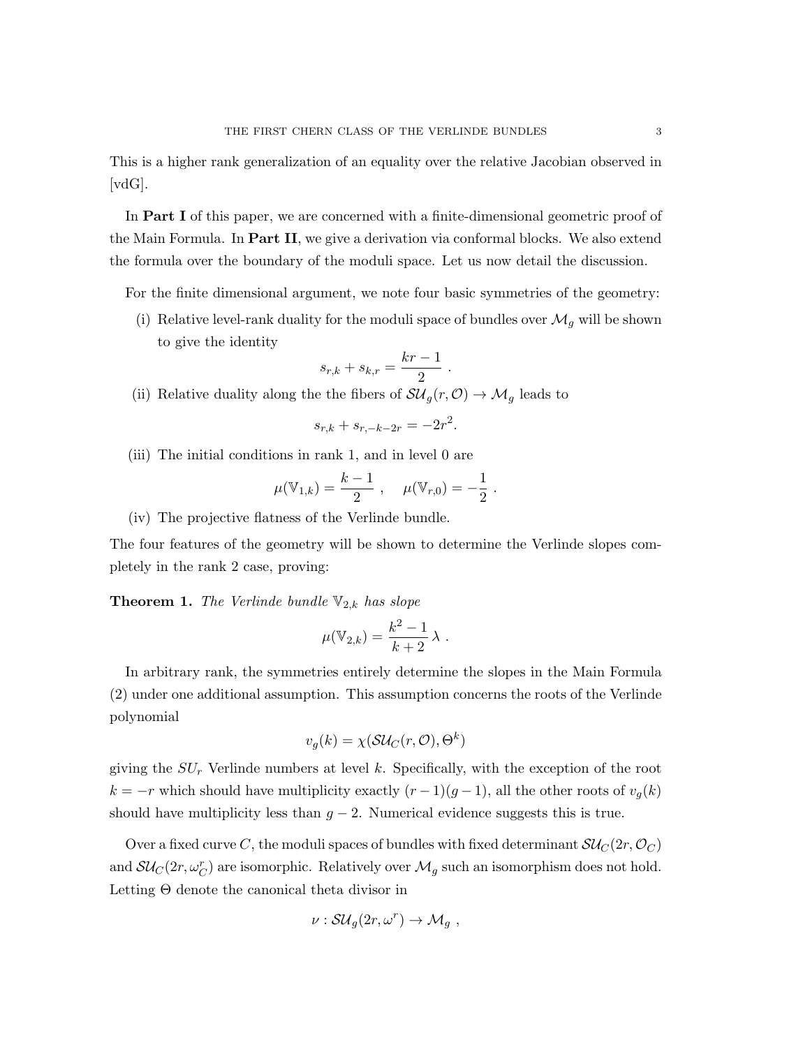This is a higher rank generalization of an equality over the relative Jacobian observed in [vdG].

In **Part I** of this paper, we are concerned with a finite-dimensional geometric proof of the Main Formula. In **Part II**, we give a derivation via conformal blocks. We also extend the formula over the boundary of the moduli space. Let us now detail the discussion.

For the finite dimensional argument, we note four basic symmetries of the geometry:

(i) Relative level-rank duality for the moduli space of bundles over $\mathcal{M}_g$ will be shown to give the identity
$$s_{r,k} + s_{k,r} = \frac{kr-1}{2} \ .$$

(ii) Relative duality along the the fibers of $\mathcal{SU}_g(r, \mathcal{O}) \to \mathcal{M}_g$ leads to
$$s_{r,k} + s_{r,-k-2r} = -2r^2.$$

(iii) The initial conditions in rank 1, and in level 0 are
$$\mu(\mathbb{V}_{1,k}) = \frac{k-1}{2} \ , \quad \mu(\mathbb{V}_{r,0}) = -\frac{1}{2} \ .$$

(iv) The projective flatness of the Verlinde bundle.

The four features of the geometry will be shown to determine the Verlinde slopes completely in the rank 2 case, proving:

**Theorem 1.** *The Verlinde bundle $\mathbb{V}_{2,k}$ has slope*
$$\mu(\mathbb{V}_{2,k}) = \frac{k^2-1}{k+2}\,\lambda \ .$$

In arbitrary rank, the symmetries entirely determine the slopes in the Main Formula (2) under one additional assumption. This assumption concerns the roots of the Verlinde polynomial
$$v_g(k) = \chi(\mathcal{SU}_C(r, \mathcal{O}), \Theta^k)$$
giving the $SU_r$ Verlinde numbers at level $k$. Specifically, with the exception of the root $k = -r$ which should have multiplicity exactly $(r-1)(g-1)$, all the other roots of $v_g(k)$ should have multiplicity less than $g-2$. Numerical evidence suggests this is true.

Over a fixed curve $C$, the moduli spaces of bundles with fixed determinant $\mathcal{SU}_C(2r, \mathcal{O}_C)$ and $\mathcal{SU}_C(2r, \omega_C^r)$ are isomorphic. Relatively over $\mathcal{M}_g$ such an isomorphism does not hold. Letting $\Theta$ denote the canonical theta divisor in
$$\nu : \mathcal{SU}_g(2r, \omega^r) \to \mathcal{M}_g \ ,$$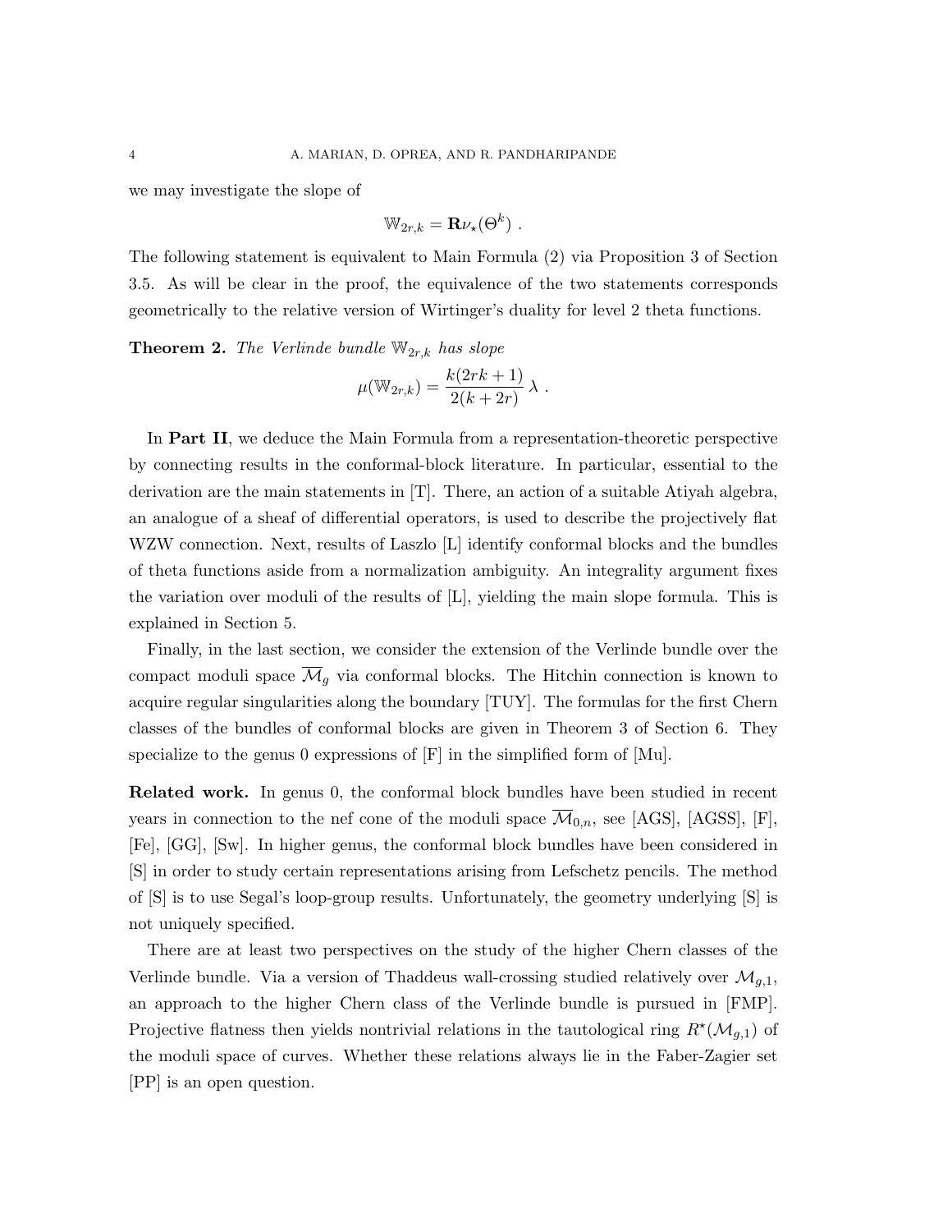we may investigate the slope of

$$\mathbb{W}_{2r,k} = \mathbf{R}\nu_\star(\Theta^k) \ .$$

The following statement is equivalent to Main Formula (2) via Proposition 3 of Section 3.5. As will be clear in the proof, the equivalence of the two statements corresponds geometrically to the relative version of Wirtinger's duality for level 2 theta functions.

**Theorem 2.** *The Verlinde bundle* $\mathbb{W}_{2r,k}$ *has slope*

$$\mu(\mathbb{W}_{2r,k}) = \frac{k(2rk+1)}{2(k+2r)} \, \lambda \ .$$

In **Part II**, we deduce the Main Formula from a representation-theoretic perspective by connecting results in the conformal-block literature. In particular, essential to the derivation are the main statements in [T]. There, an action of a suitable Atiyah algebra, an analogue of a sheaf of differential operators, is used to describe the projectively flat WZW connection. Next, results of Laszlo [L] identify conformal blocks and the bundles of theta functions aside from a normalization ambiguity. An integrality argument fixes the variation over moduli of the results of [L], yielding the main slope formula. This is explained in Section 5.

Finally, in the last section, we consider the extension of the Verlinde bundle over the compact moduli space $\overline{\mathcal{M}}_g$ via conformal blocks. The Hitchin connection is known to acquire regular singularities along the boundary [TUY]. The formulas for the first Chern classes of the bundles of conformal blocks are given in Theorem 3 of Section 6. They specialize to the genus 0 expressions of [F] in the simplified form of [Mu].

**Related work.** In genus 0, the conformal block bundles have been studied in recent years in connection to the nef cone of the moduli space $\overline{\mathcal{M}}_{0,n}$, see [AGS], [AGSS], [F], [Fe], [GG], [Sw]. In higher genus, the conformal block bundles have been considered in [S] in order to study certain representations arising from Lefschetz pencils. The method of [S] is to use Segal's loop-group results. Unfortunately, the geometry underlying [S] is not uniquely specified.

There are at least two perspectives on the study of the higher Chern classes of the Verlinde bundle. Via a version of Thaddeus wall-crossing studied relatively over $\mathcal{M}_{g,1}$, an approach to the higher Chern class of the Verlinde bundle is pursued in [FMP]. Projective flatness then yields nontrivial relations in the tautological ring $R^\star(\mathcal{M}_{g,1})$ of the moduli space of curves. Whether these relations always lie in the Faber-Zagier set [PP] is an open question.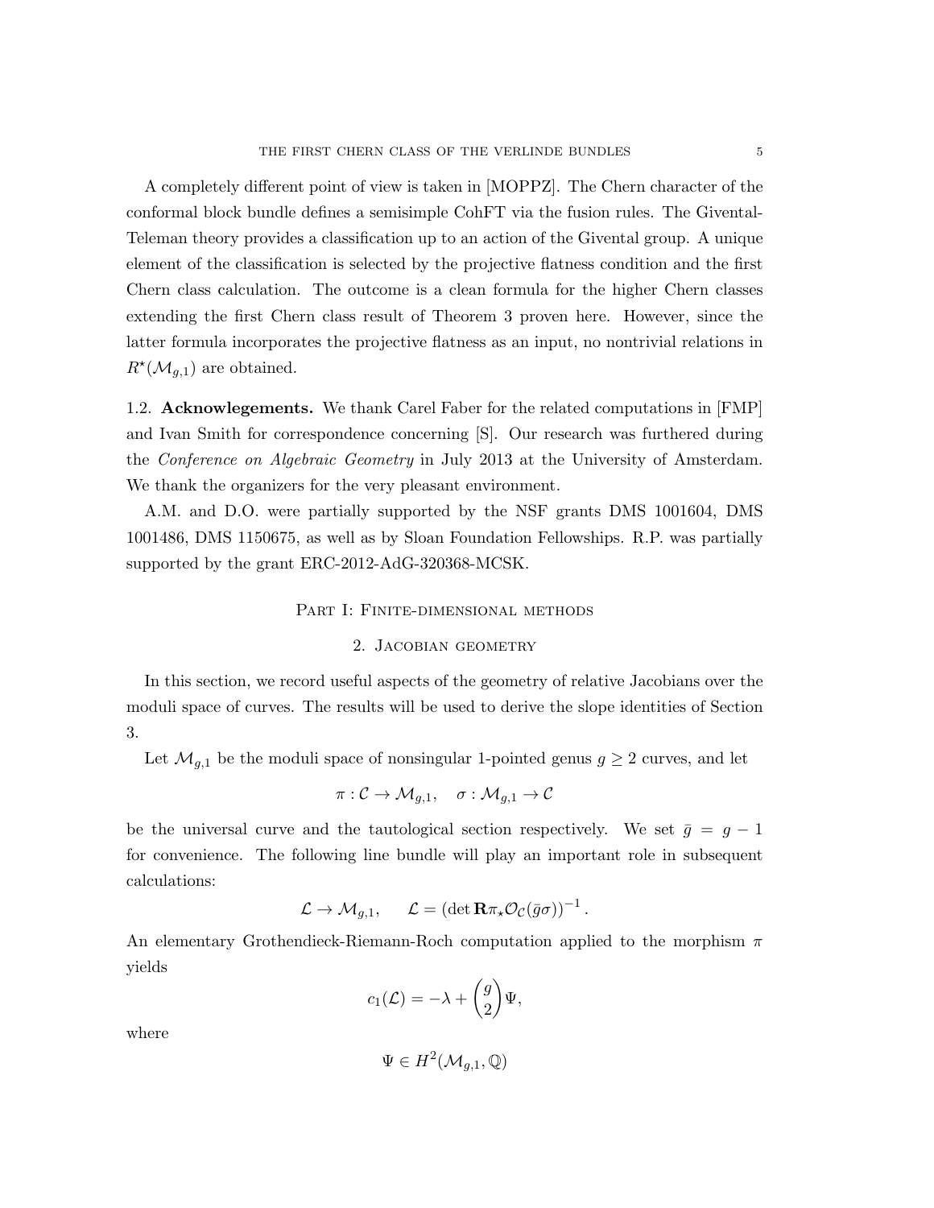A completely different point of view is taken in [MOPPZ]. The Chern character of the conformal block bundle defines a semisimple CohFT via the fusion rules. The Givental-Teleman theory provides a classification up to an action of the Givental group. A unique element of the classification is selected by the projective flatness condition and the first Chern class calculation. The outcome is a clean formula for the higher Chern classes extending the first Chern class result of Theorem 3 proven here. However, since the latter formula incorporates the projective flatness as an input, no nontrivial relations in $R^\star(\mathcal{M}_{g,1})$ are obtained.

## 1.2. Acknowlegements.

We thank Carel Faber for the related computations in [FMP] and Ivan Smith for correspondence concerning [S]. Our research was furthered during the *Conference on Algebraic Geometry* in July 2013 at the University of Amsterdam. We thank the organizers for the very pleasant environment.

A.M. and D.O. were partially supported by the NSF grants DMS 1001604, DMS 1001486, DMS 1150675, as well as by Sloan Foundation Fellowships. R.P. was partially supported by the grant ERC-2012-AdG-320368-MCSK.

# Part I: Finite-dimensional methods

## 2. Jacobian geometry

In this section, we record useful aspects of the geometry of relative Jacobians over the moduli space of curves. The results will be used to derive the slope identities of Section 3.

Let $\mathcal{M}_{g,1}$ be the moduli space of nonsingular 1-pointed genus $g \geq 2$ curves, and let

$$\pi : \mathcal{C} \to \mathcal{M}_{g,1}, \quad \sigma : \mathcal{M}_{g,1} \to \mathcal{C}$$

be the universal curve and the tautological section respectively. We set $\bar{g} = g - 1$ for convenience. The following line bundle will play an important role in subsequent calculations:

$$\mathcal{L} \to \mathcal{M}_{g,1}, \qquad \mathcal{L} = \left(\det \mathbf{R}\pi_\star \mathcal{O}_{\mathcal{C}}(\bar{g}\sigma)\right)^{-1}.$$

An elementary Grothendieck-Riemann-Roch computation applied to the morphism $\pi$ yields

$$c_1(\mathcal{L}) = -\lambda + \binom{g}{2}\Psi,$$

where

$$\Psi \in H^2(\mathcal{M}_{g,1}, \mathbb{Q})$$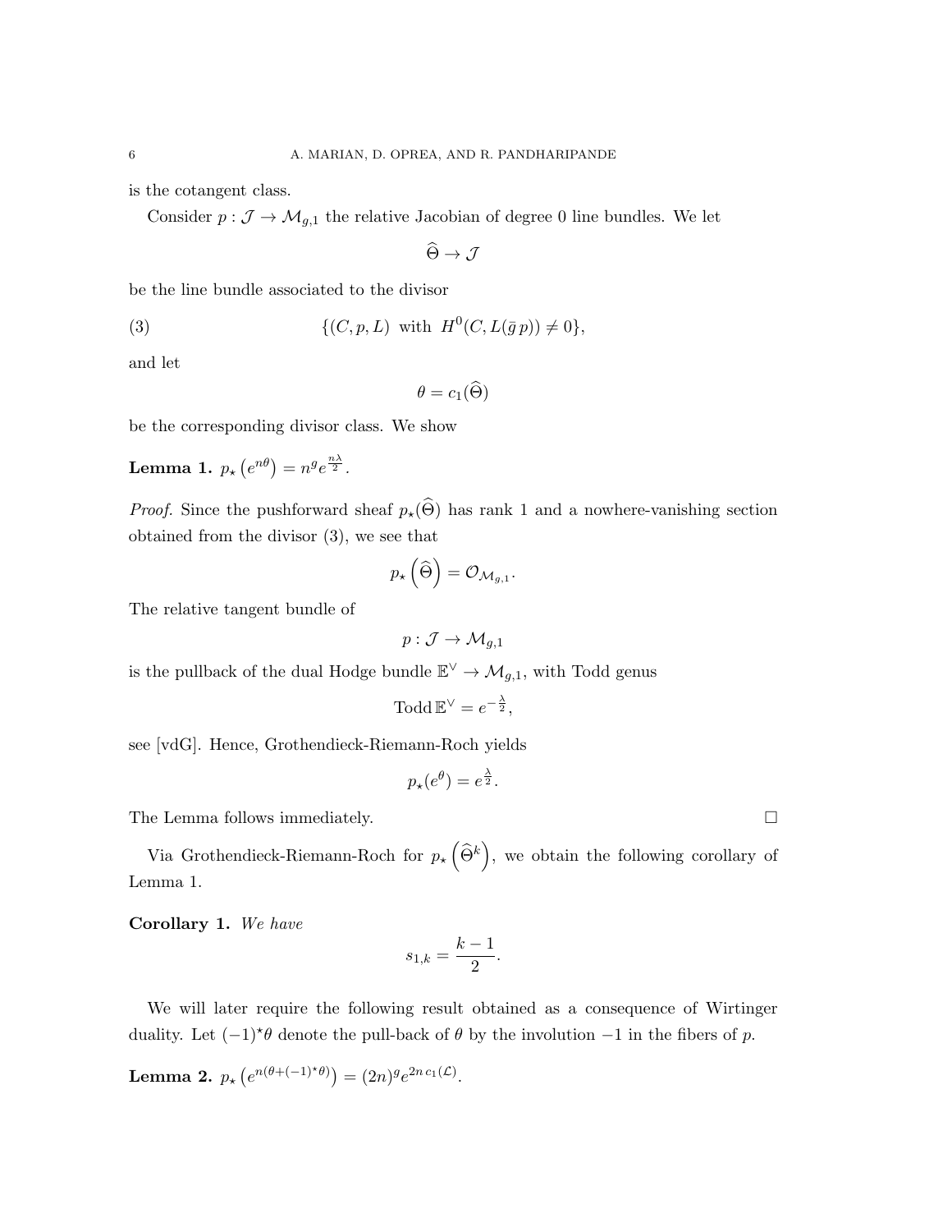is the cotangent class.

Consider $p : \mathcal{J} \to \mathcal{M}_{g,1}$ the relative Jacobian of degree 0 line bundles. We let

$$\widehat{\Theta} \to \mathcal{J}$$

be the line bundle associated to the divisor

$$\{(C, p, L) \text{ with } H^0(C, L(\bar{g}\, p)) \neq 0\}, \tag{3}$$

and let

$$\theta = c_1(\widehat{\Theta})$$

be the corresponding divisor class. We show

**Lemma 1.** $p_\star\left(e^{n\theta}\right) = n^g e^{\frac{n\lambda}{2}}$.

*Proof.* Since the pushforward sheaf $p_\star(\widehat{\Theta})$ has rank 1 and a nowhere-vanishing section obtained from the divisor (3), we see that

$$p_\star\left(\widehat{\Theta}\right) = \mathcal{O}_{\mathcal{M}_{g,1}}.$$

The relative tangent bundle of

$$p : \mathcal{J} \to \mathcal{M}_{g,1}$$

is the pullback of the dual Hodge bundle $\mathbb{E}^\vee \to \mathcal{M}_{g,1}$, with Todd genus

$$\text{Todd}\, \mathbb{E}^\vee = e^{-\frac{\lambda}{2}},$$

see [vdG]. Hence, Grothendieck-Riemann-Roch yields

$$p_\star(e^\theta) = e^{\frac{\lambda}{2}}.$$

The Lemma follows immediately. $\square$

Via Grothendieck-Riemann-Roch for $p_\star\left(\widehat{\Theta}^k\right)$, we obtain the following corollary of Lemma 1.

**Corollary 1.** *We have*

$$s_{1,k} = \frac{k-1}{2}.$$

We will later require the following result obtained as a consequence of Wirtinger duality. Let $(-1)^\star\theta$ denote the pull-back of $\theta$ by the involution $-1$ in the fibers of $p$.

**Lemma 2.** $p_\star\left(e^{n(\theta + (-1)^\star\theta)}\right) = (2n)^g e^{2n\, c_1(\mathcal{L})}$.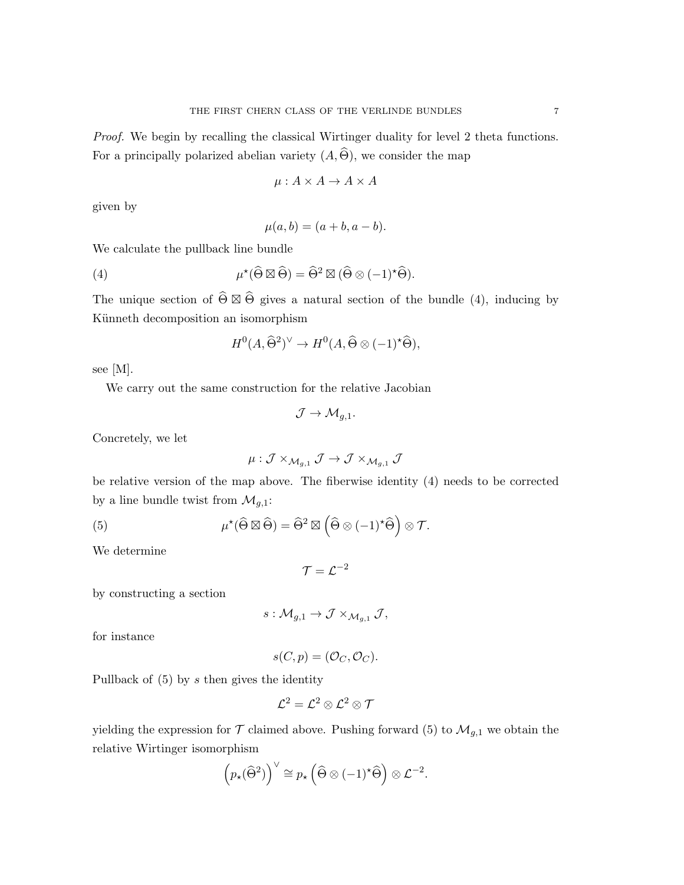*Proof.* We begin by recalling the classical Wirtinger duality for level 2 theta functions. For a principally polarized abelian variety $(A, \widehat{\Theta})$, we consider the map

$$\mu : A \times A \to A \times A$$

given by

$$\mu(a, b) = (a + b, a - b).$$

We calculate the pullback line bundle

$$\mu^{\star}(\widehat{\Theta} \boxtimes \widehat{\Theta}) = \widehat{\Theta}^2 \boxtimes (\widehat{\Theta} \otimes (-1)^{\star}\widehat{\Theta}). \tag{4}$$

The unique section of $\widehat{\Theta} \boxtimes \widehat{\Theta}$ gives a natural section of the bundle (4), inducing by Künneth decomposition an isomorphism

$$H^0(A, \widehat{\Theta}^2)^{\vee} \to H^0(A, \widehat{\Theta} \otimes (-1)^{\star}\widehat{\Theta}),$$

see [M].

We carry out the same construction for the relative Jacobian

$$\mathcal{J} \to \mathcal{M}_{g,1}.$$

Concretely, we let

$$\mu : \mathcal{J} \times_{\mathcal{M}_{g,1}} \mathcal{J} \to \mathcal{J} \times_{\mathcal{M}_{g,1}} \mathcal{J}$$

be relative version of the map above. The fiberwise identity (4) needs to be corrected by a line bundle twist from $\mathcal{M}_{g,1}$:

$$\mu^{\star}(\widehat{\Theta} \boxtimes \widehat{\Theta}) = \widehat{\Theta}^2 \boxtimes \left(\widehat{\Theta} \otimes (-1)^{\star}\widehat{\Theta}\right) \otimes \mathcal{T}. \tag{5}$$

We determine

$$\mathcal{T} = \mathcal{L}^{-2}$$

by constructing a section

$$s : \mathcal{M}_{g,1} \to \mathcal{J} \times_{\mathcal{M}_{g,1}} \mathcal{J},$$

for instance

$$s(C, p) = (\mathcal{O}_C, \mathcal{O}_C).$$

Pullback of (5) by $s$ then gives the identity

$$\mathcal{L}^2 = \mathcal{L}^2 \otimes \mathcal{L}^2 \otimes \mathcal{T}$$

yielding the expression for $\mathcal{T}$ claimed above. Pushing forward (5) to $\mathcal{M}_{g,1}$ we obtain the relative Wirtinger isomorphism

$$\left(p_{\star}(\widehat{\Theta}^2)\right)^{\vee} \cong p_{\star}\left(\widehat{\Theta} \otimes (-1)^{\star}\widehat{\Theta}\right) \otimes \mathcal{L}^{-2}.$$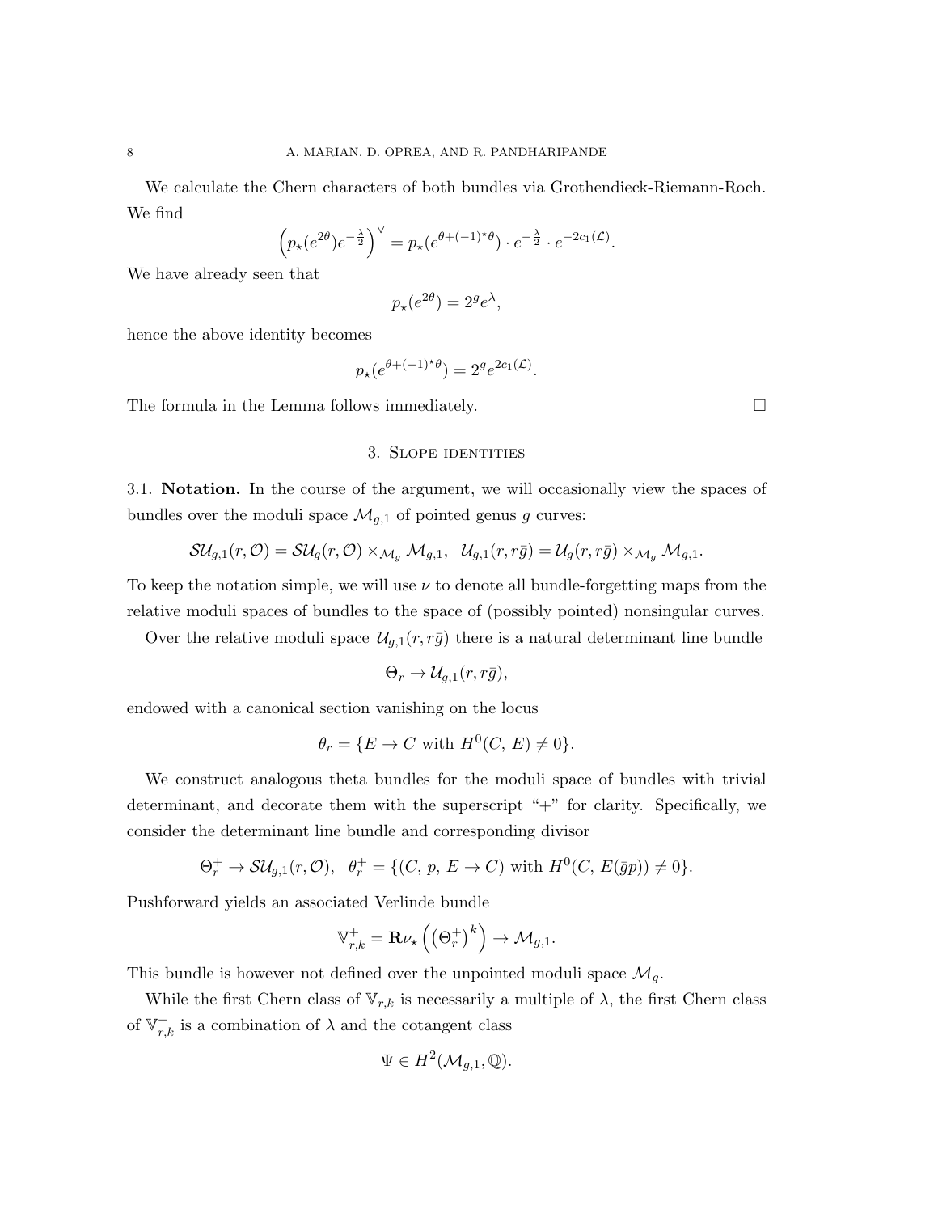We calculate the Chern characters of both bundles via Grothendieck-Riemann-Roch. We find

$$\left(p_\star(e^{2\theta})e^{-\frac{\lambda}{2}}\right)^\vee = p_\star(e^{\theta+(-1)^\star\theta}) \cdot e^{-\frac{\lambda}{2}} \cdot e^{-2c_1(\mathcal{L})}.$$

We have already seen that

$$p_\star(e^{2\theta}) = 2^g e^\lambda,$$

hence the above identity becomes

$$p_\star(e^{\theta+(-1)^\star\theta}) = 2^g e^{2c_1(\mathcal{L})}.$$

The formula in the Lemma follows immediately. $\square$

## 3. Slope identities

**3.1. Notation.** In the course of the argument, we will occasionally view the spaces of bundles over the moduli space $\mathcal{M}_{g,1}$ of pointed genus $g$ curves:

$$\mathcal{SU}_{g,1}(r,\mathcal{O}) = \mathcal{SU}_g(r,\mathcal{O}) \times_{\mathcal{M}_g} \mathcal{M}_{g,1}, \quad \mathcal{U}_{g,1}(r, r\bar{g}) = \mathcal{U}_g(r, r\bar{g}) \times_{\mathcal{M}_g} \mathcal{M}_{g,1}.$$

To keep the notation simple, we will use $\nu$ to denote all bundle-forgetting maps from the relative moduli spaces of bundles to the space of (possibly pointed) nonsingular curves.

Over the relative moduli space $\mathcal{U}_{g,1}(r, r\bar{g})$ there is a natural determinant line bundle

$$\Theta_r \to \mathcal{U}_{g,1}(r, r\bar{g}),$$

endowed with a canonical section vanishing on the locus

$$\theta_r = \{E \to C \text{ with } H^0(C, E) \neq 0\}.$$

We construct analogous theta bundles for the moduli space of bundles with trivial determinant, and decorate them with the superscript "+" for clarity. Specifically, we consider the determinant line bundle and corresponding divisor

$$\Theta_r^+ \to \mathcal{SU}_{g,1}(r,\mathcal{O}), \quad \theta_r^+ = \{(C, p, E \to C) \text{ with } H^0(C, E(\bar{g}p)) \neq 0\}.$$

Pushforward yields an associated Verlinde bundle

$$\mathbb{V}_{r,k}^+ = \mathbf{R}\nu_\star\left(\left(\Theta_r^+\right)^k\right) \to \mathcal{M}_{g,1}.$$

This bundle is however not defined over the unpointed moduli space $\mathcal{M}_g$.

While the first Chern class of $\mathbb{V}_{r,k}$ is necessarily a multiple of $\lambda$, the first Chern class of $\mathbb{V}_{r,k}^+$ is a combination of $\lambda$ and the cotangent class

$$\Psi \in H^2(\mathcal{M}_{g,1}, \mathbb{Q}).$$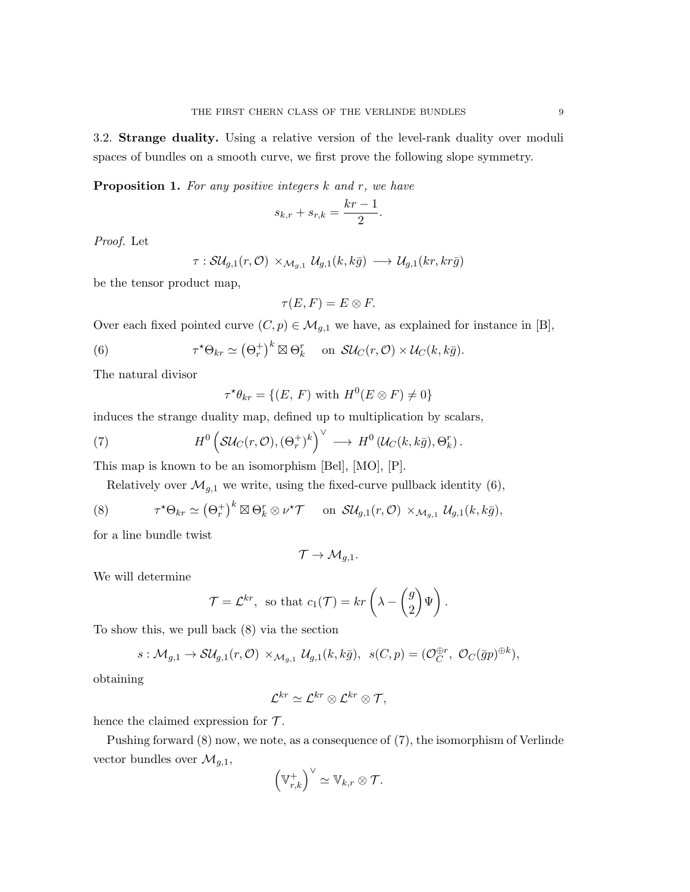3.2. **Strange duality.** Using a relative version of the level-rank duality over moduli spaces of bundles on a smooth curve, we first prove the following slope symmetry.

**Proposition 1.** *For any positive integers $k$ and $r$, we have*

$$s_{k,r} + s_{r,k} = \frac{kr-1}{2}.$$

*Proof.* Let

$$\tau : \mathcal{SU}_{g,1}(r, \mathcal{O}) \times_{\mathcal{M}_{g,1}} \mathcal{U}_{g,1}(k, k\bar{g}) \longrightarrow \mathcal{U}_{g,1}(kr, kr\bar{g})$$

be the tensor product map,

$$\tau(E, F) = E \otimes F.$$

Over each fixed pointed curve $(C, p) \in \mathcal{M}_{g,1}$ we have, as explained for instance in [B],

$$\tau^\star \Theta_{kr} \simeq \left(\Theta_r^+\right)^k \boxtimes \Theta_k^r \quad \text{ on } \mathcal{SU}_C(r, \mathcal{O}) \times \mathcal{U}_C(k, k\bar{g}). \tag{6}$$

The natural divisor

$$\tau^\star \theta_{kr} = \{(E,\, F) \text{ with } H^0(E \otimes F) \neq 0\}$$

induces the strange duality map, defined up to multiplication by scalars,

$$H^0\left(\mathcal{SU}_C(r, \mathcal{O}), (\Theta_r^+)^k\right)^\vee \longrightarrow H^0\left(\mathcal{U}_C(k, k\bar{g}), \Theta_k^r\right). \tag{7}$$

This map is known to be an isomorphism [Bel], [MO], [P].

Relatively over $\mathcal{M}_{g,1}$ we write, using the fixed-curve pullback identity (6),

$$\tau^\star \Theta_{kr} \simeq \left(\Theta_r^+\right)^k \boxtimes \Theta_k^r \otimes \nu^\star \mathcal{T} \quad \text{ on } \mathcal{SU}_{g,1}(r, \mathcal{O}) \times_{\mathcal{M}_{g,1}} \mathcal{U}_{g,1}(k, k\bar{g}), \tag{8}$$

for a line bundle twist

$$\mathcal{T} \to \mathcal{M}_{g,1}.$$

We will determine

$$\mathcal{T} = \mathcal{L}^{kr}, \text{ so that } c_1(\mathcal{T}) = kr\left(\lambda - \binom{g}{2}\Psi\right).$$

To show this, we pull back (8) via the section

$$s : \mathcal{M}_{g,1} \to \mathcal{SU}_{g,1}(r, \mathcal{O}) \times_{\mathcal{M}_{g,1}} \mathcal{U}_{g,1}(k, k\bar{g}), \;\; s(C, p) = (\mathcal{O}_C^{\oplus r},\; \mathcal{O}_C(\bar{g}p)^{\oplus k}),$$

obtaining

$$\mathcal{L}^{kr} \simeq \mathcal{L}^{kr} \otimes \mathcal{L}^{kr} \otimes \mathcal{T},$$

hence the claimed expression for $\mathcal{T}$.

Pushing forward (8) now, we note, as a consequence of (7), the isomorphism of Verlinde vector bundles over $\mathcal{M}_{g,1}$,

$$\left(\mathbb{V}_{r,k}^+\right)^\vee \simeq \mathbb{V}_{k,r} \otimes \mathcal{T}.$$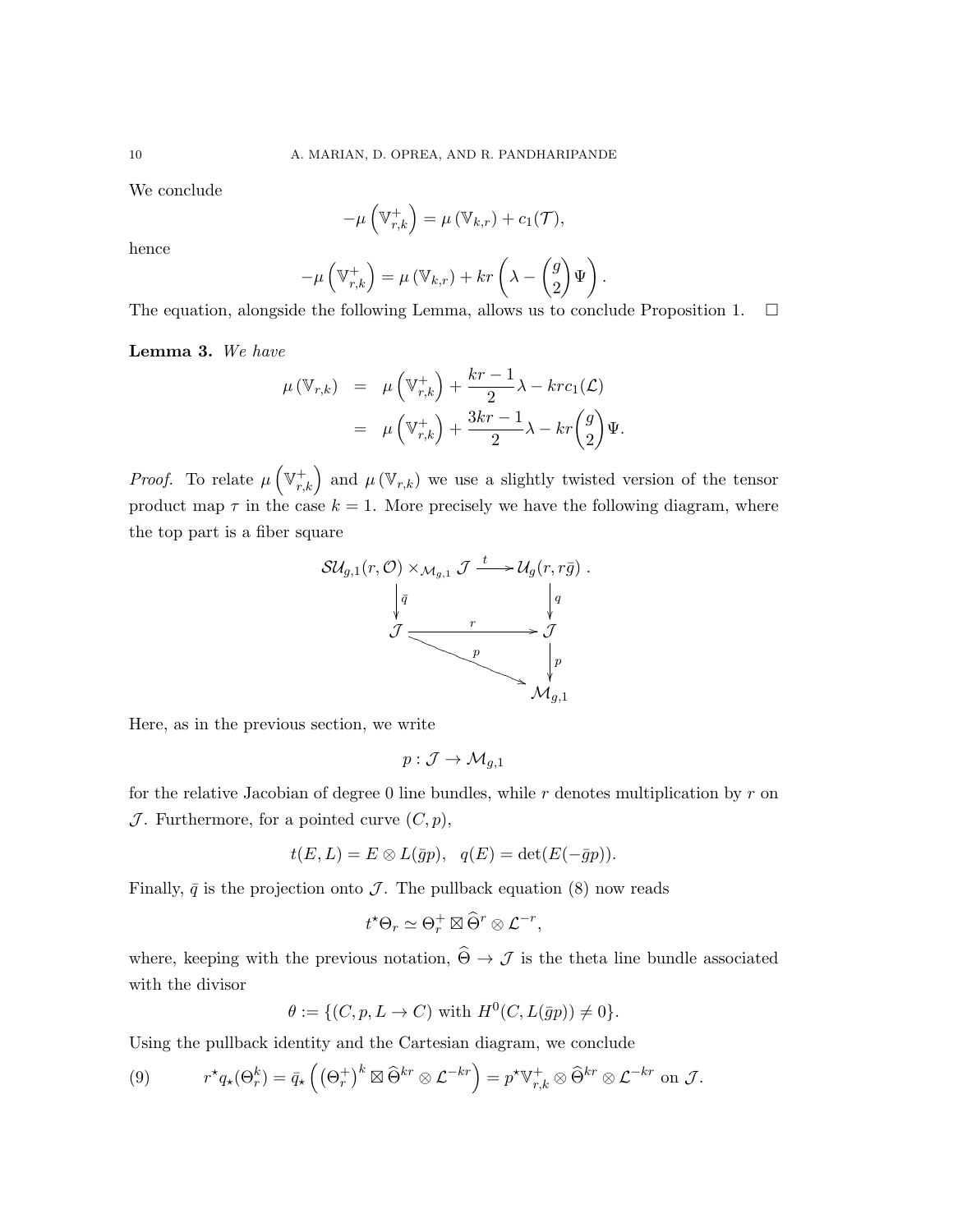We conclude

$$-\mu\left(\mathbb{V}^{+}_{r,k}\right) = \mu\left(\mathbb{V}_{k,r}\right) + c_1(\mathcal{T}),$$

hence

$$-\mu\left(\mathbb{V}^{+}_{r,k}\right) = \mu\left(\mathbb{V}_{k,r}\right) + kr\left(\lambda - \binom{g}{2}\Psi\right).$$

The equation, alongside the following Lemma, allows us to conclude Proposition 1. □

**Lemma 3.** *We have*

$$\begin{aligned}
\mu\left(\mathbb{V}_{r,k}\right) &= \mu\left(\mathbb{V}^{+}_{r,k}\right) + \frac{kr-1}{2}\lambda - krc_1(\mathcal{L}) \\
&= \mu\left(\mathbb{V}^{+}_{r,k}\right) + \frac{3kr-1}{2}\lambda - kr\binom{g}{2}\Psi.
\end{aligned}$$

*Proof.* To relate $\mu\left(\mathbb{V}^{+}_{r,k}\right)$ and $\mu\left(\mathbb{V}_{r,k}\right)$ we use a slightly twisted version of the tensor product map $\tau$ in the case $k = 1$. More precisely we have the following diagram, where the top part is a fiber square

$$\begin{array}{ccc}
\mathcal{SU}_{g,1}(r,\mathcal{O}) \times_{\mathcal{M}_{g,1}} \mathcal{J} & \xrightarrow{\ t\ } & \mathcal{U}_g(r, r\bar{g}) \\
\downarrow \bar{q} & & \downarrow q \\
\mathcal{J} & \xrightarrow{\ r\ } & \mathcal{J} \\
& \searrow^{p} & \downarrow p \\
& & \mathcal{M}_{g,1}
\end{array}$$

Here, as in the previous section, we write

$$p : \mathcal{J} \to \mathcal{M}_{g,1}$$

for the relative Jacobian of degree 0 line bundles, while $r$ denotes multiplication by $r$ on $\mathcal{J}$. Furthermore, for a pointed curve $(C, p)$,

$$t(E, L) = E \otimes L(\bar{g}p), \quad q(E) = \det(E(-\bar{g}p)).$$

Finally, $\bar{q}$ is the projection onto $\mathcal{J}$. The pullback equation (8) now reads

$$t^\star \Theta_r \simeq \Theta^{+}_r \boxtimes \widehat{\Theta}^r \otimes \mathcal{L}^{-r},$$

where, keeping with the previous notation, $\widehat{\Theta} \to \mathcal{J}$ is the theta line bundle associated with the divisor

$$\theta := \{(C, p, L \to C) \text{ with } H^0(C, L(\bar{g}p)) \neq 0\}.$$

Using the pullback identity and the Cartesian diagram, we conclude

$$r^\star q_\star(\Theta^k_r) = \bar{q}_\star\left(\left(\Theta^{+}_r\right)^k \boxtimes \widehat{\Theta}^{kr} \otimes \mathcal{L}^{-kr}\right) = p^\star \mathbb{V}^{+}_{r,k} \otimes \widehat{\Theta}^{kr} \otimes \mathcal{L}^{-kr} \text{ on } \mathcal{J}. \tag{9}$$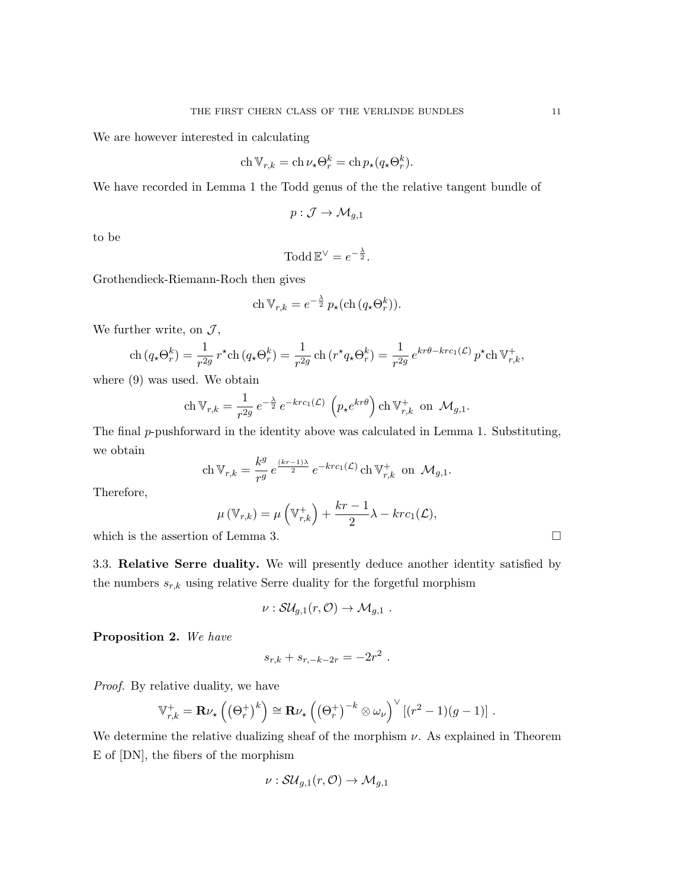We are however interested in calculating

$$\mathrm{ch}\,\mathbb{V}_{r,k} = \mathrm{ch}\,\nu_\star \Theta_r^k = \mathrm{ch}\,p_\star(q_\star \Theta_r^k).$$

We have recorded in Lemma 1 the Todd genus of the the relative tangent bundle of

$$p : \mathcal{J} \to \mathcal{M}_{g,1}$$

to be

$$\mathrm{Todd}\,\mathbb{E}^\vee = e^{-\frac{\lambda}{2}}.$$

Grothendieck-Riemann-Roch then gives

$$\mathrm{ch}\,\mathbb{V}_{r,k} = e^{-\frac{\lambda}{2}}\, p_\star(\mathrm{ch}\,(q_\star \Theta_r^k)).$$

We further write, on $\mathcal{J}$,

$$\mathrm{ch}\,(q_\star \Theta_r^k) = \frac{1}{r^{2g}}\, r^\star \mathrm{ch}\,(q_\star \Theta_r^k) = \frac{1}{r^{2g}}\, \mathrm{ch}\,(r^\star q_\star \Theta_r^k) = \frac{1}{r^{2g}}\, e^{kr\theta - krc_1(\mathcal{L})}\, p^\star \mathrm{ch}\,\mathbb{V}_{r,k}^+,$$

where (9) was used. We obtain

$$\mathrm{ch}\,\mathbb{V}_{r,k} = \frac{1}{r^{2g}}\, e^{-\frac{\lambda}{2}}\, e^{-krc_1(\mathcal{L})} \left(p_\star e^{kr\theta}\right) \mathrm{ch}\,\mathbb{V}_{r,k}^+ \text{ on } \mathcal{M}_{g,1}.$$

The final $p$-pushforward in the identity above was calculated in Lemma 1. Substituting, we obtain

$$\mathrm{ch}\,\mathbb{V}_{r,k} = \frac{k^g}{r^g}\, e^{\frac{(kr-1)\lambda}{2}}\, e^{-krc_1(\mathcal{L})}\, \mathrm{ch}\,\mathbb{V}_{r,k}^+ \text{ on } \mathcal{M}_{g,1}.$$

Therefore,

$$\mu\left(\mathbb{V}_{r,k}\right) = \mu\left(\mathbb{V}_{r,k}^+\right) + \frac{kr-1}{2}\lambda - krc_1(\mathcal{L}),$$

which is the assertion of Lemma 3. $\square$

**3.3. Relative Serre duality.** We will presently deduce another identity satisfied by the numbers $s_{r,k}$ using relative Serre duality for the forgetful morphism

$$\nu : \mathcal{SU}_{g,1}(r, \mathcal{O}) \to \mathcal{M}_{g,1}\ .$$

**Proposition 2.** *We have*

$$s_{r,k} + s_{r,-k-2r} = -2r^2\ .$$

*Proof.* By relative duality, we have

$$\mathbb{V}_{r,k}^+ = \mathbf{R}\nu_\star\left(\left(\Theta_r^+\right)^k\right) \cong \mathbf{R}\nu_\star\left(\left(\Theta_r^+\right)^{-k} \otimes \omega_\nu\right)^\vee \left[(r^2-1)(g-1)\right]\ .$$

We determine the relative dualizing sheaf of the morphism $\nu$. As explained in Theorem E of [DN], the fibers of the morphism

$$\nu : \mathcal{SU}_{g,1}(r, \mathcal{O}) \to \mathcal{M}_{g,1}$$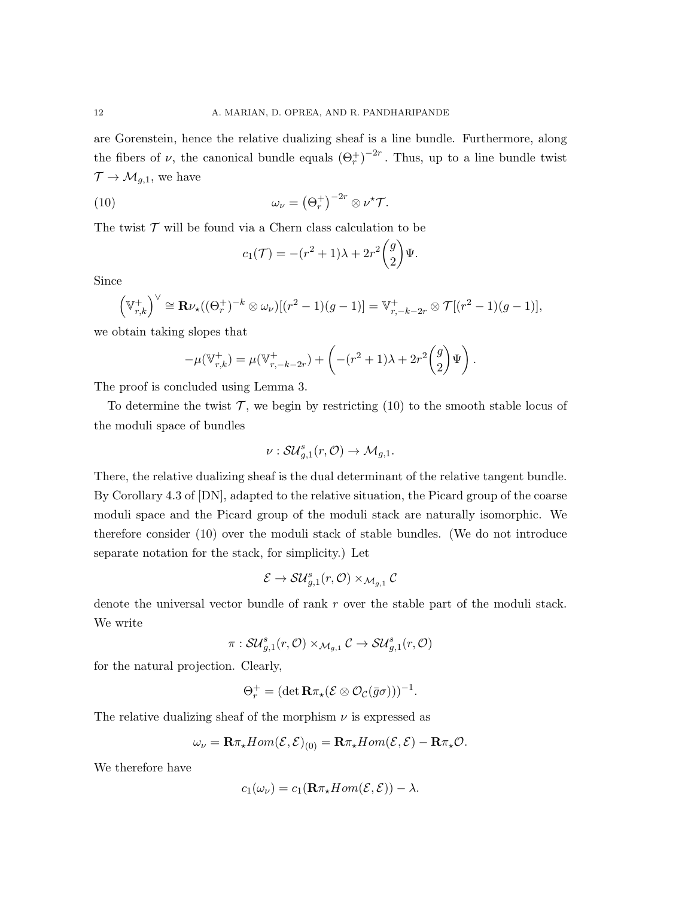are Gorenstein, hence the relative dualizing sheaf is a line bundle. Furthermore, along the fibers of $\nu$, the canonical bundle equals $\left(\Theta_r^+\right)^{-2r}$. Thus, up to a line bundle twist $\mathcal{T} \to \mathcal{M}_{g,1}$, we have

$$\omega_\nu = \left(\Theta_r^+\right)^{-2r} \otimes \nu^\star \mathcal{T}. \tag{10}$$

The twist $\mathcal{T}$ will be found via a Chern class calculation to be

$$c_1(\mathcal{T}) = -(r^2+1)\lambda + 2r^2 \binom{g}{2} \Psi.$$

Since

$$\left(\mathbb{V}_{r,k}^+\right)^\vee \cong \mathbf{R}\nu_\star((\Theta_r^+)^{-k} \otimes \omega_\nu)[(r^2-1)(g-1)] = \mathbb{V}_{r,-k-2r}^+ \otimes \mathcal{T}[(r^2-1)(g-1)],$$

we obtain taking slopes that

$$-\mu(\mathbb{V}_{r,k}^+) = \mu(\mathbb{V}_{r,-k-2r}^+) + \left(-(r^2+1)\lambda + 2r^2\binom{g}{2}\Psi\right).$$

The proof is concluded using Lemma 3.

To determine the twist $\mathcal{T}$, we begin by restricting (10) to the smooth stable locus of the moduli space of bundles

$$\nu : \mathcal{SU}_{g,1}^s(r, \mathcal{O}) \to \mathcal{M}_{g,1}.$$

There, the relative dualizing sheaf is the dual determinant of the relative tangent bundle. By Corollary 4.3 of [DN], adapted to the relative situation, the Picard group of the coarse moduli space and the Picard group of the moduli stack are naturally isomorphic. We therefore consider (10) over the moduli stack of stable bundles. (We do not introduce separate notation for the stack, for simplicity.) Let

$$\mathcal{E} \to \mathcal{SU}_{g,1}^s(r, \mathcal{O}) \times_{\mathcal{M}_{g,1}} \mathcal{C}$$

denote the universal vector bundle of rank $r$ over the stable part of the moduli stack. We write

$$\pi : \mathcal{SU}_{g,1}^s(r, \mathcal{O}) \times_{\mathcal{M}_{g,1}} \mathcal{C} \to \mathcal{SU}_{g,1}^s(r, \mathcal{O})$$

for the natural projection. Clearly,

$$\Theta_r^+ = (\det \mathbf{R}\pi_\star(\mathcal{E} \otimes \mathcal{O}_\mathcal{C}(\bar{g}\sigma)))^{-1}.$$

The relative dualizing sheaf of the morphism $\nu$ is expressed as

$$\omega_\nu = \mathbf{R}\pi_\star Hom(\mathcal{E}, \mathcal{E})_{(0)} = \mathbf{R}\pi_\star Hom(\mathcal{E}, \mathcal{E}) - \mathbf{R}\pi_\star \mathcal{O}.$$

We therefore have

$$c_1(\omega_\nu) = c_1(\mathbf{R}\pi_\star Hom(\mathcal{E}, \mathcal{E})) - \lambda.$$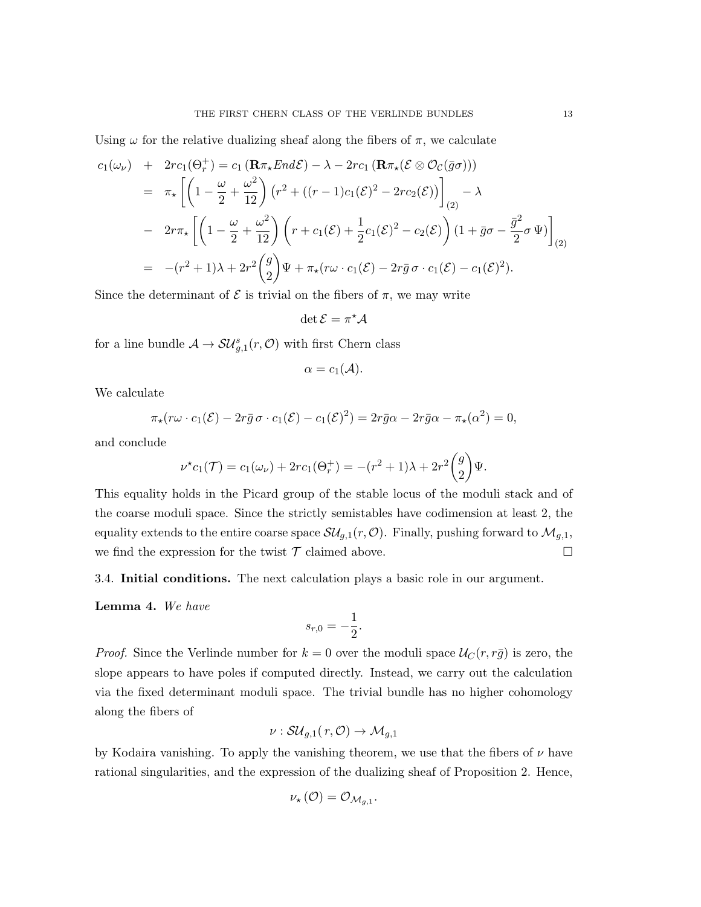Using $\omega$ for the relative dualizing sheaf along the fibers of $\pi$, we calculate

$$
\begin{aligned}
c_1(\omega_\nu) \;&+\; 2rc_1(\Theta_r^+) = c_1\left(\mathbf{R}\pi_\star End\mathcal{E}\right) - \lambda - 2rc_1\left(\mathbf{R}\pi_\star(\mathcal{E}\otimes\mathcal{O}_{\mathcal{C}}(\bar{g}\sigma))\right)\\
&= \pi_\star\left[\left(1-\frac{\omega}{2}+\frac{\omega^2}{12}\right)\left(r^2+((r-1)c_1(\mathcal{E})^2-2rc_2(\mathcal{E})\right)\right]_{(2)} - \lambda\\
&- \; 2r\pi_\star\left[\left(1-\frac{\omega}{2}+\frac{\omega^2}{12}\right)\left(r+c_1(\mathcal{E})+\frac{1}{2}c_1(\mathcal{E})^2-c_2(\mathcal{E})\right)(1+\bar{g}\sigma-\frac{\bar{g}^2}{2}\sigma\,\Psi)\right]_{(2)}\\
&= -(r^2+1)\lambda + 2r^2\binom{g}{2}\Psi + \pi_\star(r\omega\cdot c_1(\mathcal{E}) - 2r\bar{g}\,\sigma\cdot c_1(\mathcal{E}) - c_1(\mathcal{E})^2).
\end{aligned}
$$

Since the determinant of $\mathcal{E}$ is trivial on the fibers of $\pi$, we may write

$$\det\mathcal{E} = \pi^\star\mathcal{A}$$

for a line bundle $\mathcal{A}\to\mathcal{SU}^s_{g,1}(r,\mathcal{O})$ with first Chern class

$$\alpha = c_1(\mathcal{A}).$$

We calculate

$$\pi_\star(r\omega\cdot c_1(\mathcal{E}) - 2r\bar{g}\,\sigma\cdot c_1(\mathcal{E}) - c_1(\mathcal{E})^2) = 2r\bar{g}\alpha - 2r\bar{g}\alpha - \pi_\star(\alpha^2) = 0,$$

and conclude

$$\nu^\star c_1(\mathcal{T}) = c_1(\omega_\nu) + 2rc_1(\Theta_r^+) = -(r^2+1)\lambda + 2r^2\binom{g}{2}\Psi.$$

This equality holds in the Picard group of the stable locus of the moduli stack and of the coarse moduli space. Since the strictly semistables have codimension at least 2, the equality extends to the entire coarse space $\mathcal{SU}_{g,1}(r,\mathcal{O})$. Finally, pushing forward to $\mathcal{M}_{g,1}$, we find the expression for the twist $\mathcal{T}$ claimed above. $\square$

3.4. **Initial conditions.** The next calculation plays a basic role in our argument.

**Lemma 4.** *We have*

$$s_{r,0} = -\frac{1}{2}.$$

*Proof.* Since the Verlinde number for $k=0$ over the moduli space $\mathcal{U}_C(r, r\bar{g})$ is zero, the slope appears to have poles if computed directly. Instead, we carry out the calculation via the fixed determinant moduli space. The trivial bundle has no higher cohomology along the fibers of

$$\nu : \mathcal{SU}_{g,1}(r,\mathcal{O}) \to \mathcal{M}_{g,1}$$

by Kodaira vanishing. To apply the vanishing theorem, we use that the fibers of $\nu$ have rational singularities, and the expression of the dualizing sheaf of Proposition 2. Hence,

$$\nu_\star(\mathcal{O}) = \mathcal{O}_{\mathcal{M}_{g,1}}.$$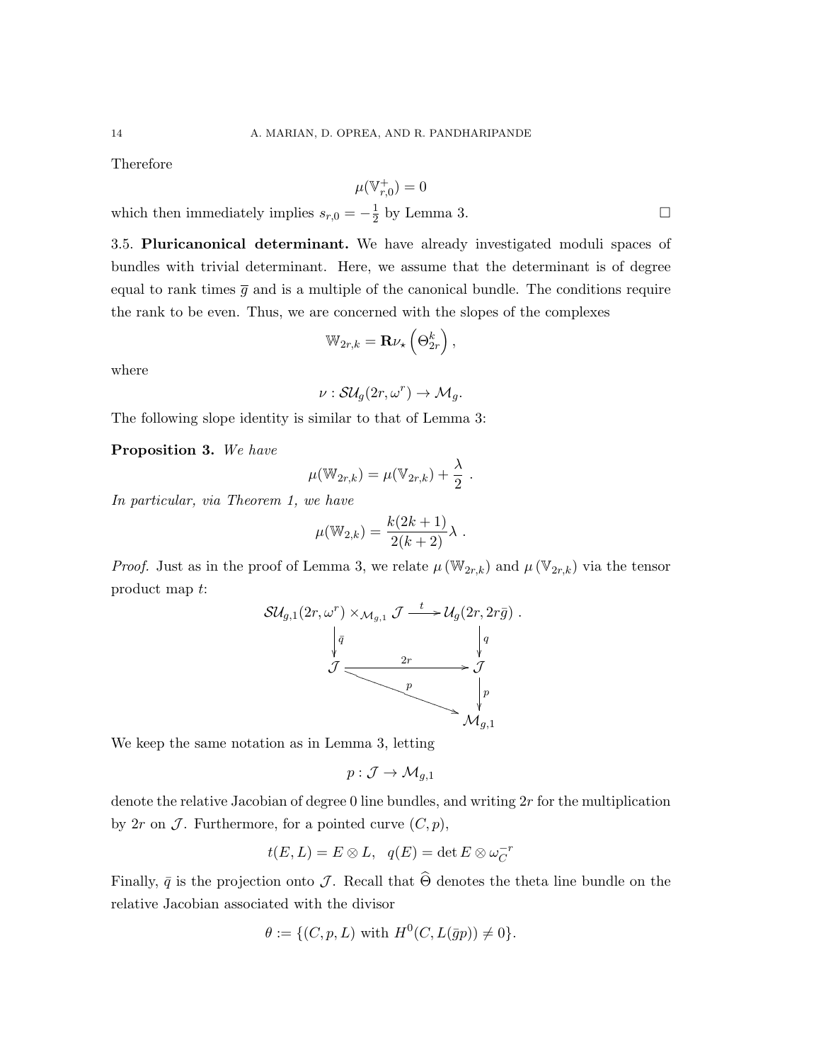Therefore

$$\mu(\mathbb{V}^{+}_{r,0}) = 0$$

which then immediately implies $s_{r,0} = -\frac{1}{2}$ by Lemma 3. $\square$

3.5. **Pluricanonical determinant.** We have already investigated moduli spaces of bundles with trivial determinant. Here, we assume that the determinant is of degree equal to rank times $\overline{g}$ and is a multiple of the canonical bundle. The conditions require the rank to be even. Thus, we are concerned with the slopes of the complexes

$$\mathbb{W}_{2r,k} = \mathbf{R}\nu_{\star}\left(\Theta_{2r}^{k}\right),$$

where

$$\nu : \mathcal{SU}_g(2r, \omega^r) \to \mathcal{M}_g.$$

The following slope identity is similar to that of Lemma 3:

**Proposition 3.** *We have*

$$\mu(\mathbb{W}_{2r,k}) = \mu(\mathbb{V}_{2r,k}) + \frac{\lambda}{2} \ .$$

*In particular, via Theorem 1, we have*

$$\mu(\mathbb{W}_{2,k}) = \frac{k(2k+1)}{2(k+2)}\lambda \ .$$

*Proof.* Just as in the proof of Lemma 3, we relate $\mu\left(\mathbb{W}_{2r,k}\right)$ and $\mu\left(\mathbb{V}_{2r,k}\right)$ via the tensor product map $t$:

$$\begin{array}{ccc}
\mathcal{SU}_{g,1}(2r,\omega^r) \times_{\mathcal{M}_{g,1}} \mathcal{J} & \xrightarrow{\ t\ } & \mathcal{U}_g(2r, 2r\bar{g}) \ . \\
\downarrow \bar{q} & & \downarrow q \\
\mathcal{J} & \xrightarrow{\ 2r\ } & \mathcal{J} \\
& \searrow p & \downarrow p \\
& & \mathcal{M}_{g,1}
\end{array}$$

We keep the same notation as in Lemma 3, letting

$$p : \mathcal{J} \to \mathcal{M}_{g,1}$$

denote the relative Jacobian of degree 0 line bundles, and writing $2r$ for the multiplication by $2r$ on $\mathcal{J}$. Furthermore, for a pointed curve $(C, p)$,

$$t(E, L) = E \otimes L, \quad q(E) = \det E \otimes \omega_C^{-r}$$

Finally, $\bar{q}$ is the projection onto $\mathcal{J}$. Recall that $\widehat{\Theta}$ denotes the theta line bundle on the relative Jacobian associated with the divisor

$$\theta := \{(C, p, L) \text{ with } H^0(C, L(\bar{g}p)) \neq 0\}.$$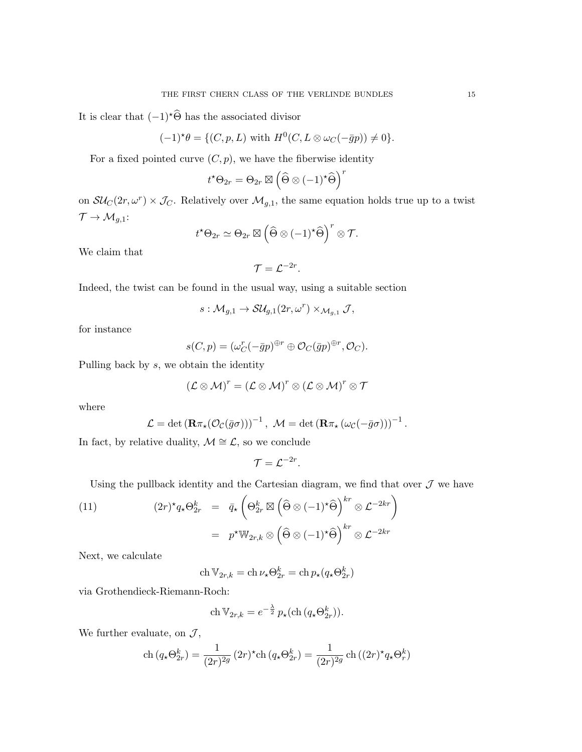It is clear that $(-1)^\star\widehat{\Theta}$ has the associated divisor

$$(-1)^\star\theta = \{(C, p, L) \text{ with } H^0(C, L \otimes \omega_C(-\bar{g}p)) \neq 0\}.$$

For a fixed pointed curve $(C, p)$, we have the fiberwise identity

$$t^\star\Theta_{2r} = \Theta_{2r} \boxtimes \left(\widehat{\Theta} \otimes (-1)^\star\widehat{\Theta}\right)^r$$

on $\mathcal{SU}_C(2r, \omega^r) \times \mathcal{J}_C$. Relatively over $\mathcal{M}_{g,1}$, the same equation holds true up to a twist $\mathcal{T} \to \mathcal{M}_{g,1}$:

$$t^\star\Theta_{2r} \simeq \Theta_{2r} \boxtimes \left(\widehat{\Theta} \otimes (-1)^\star\widehat{\Theta}\right)^r \otimes \mathcal{T}.$$

We claim that

$$\mathcal{T} = \mathcal{L}^{-2r}.$$

Indeed, the twist can be found in the usual way, using a suitable section

$$s : \mathcal{M}_{g,1} \to \mathcal{SU}_{g,1}(2r, \omega^r) \times_{\mathcal{M}_{g,1}} \mathcal{J},$$

for instance

$$s(C, p) = (\omega_C^r(-\bar{g}p)^{\oplus r} \oplus \mathcal{O}_C(\bar{g}p)^{\oplus r}, \mathcal{O}_C).$$

Pulling back by $s$, we obtain the identity

$$(\mathcal{L} \otimes \mathcal{M})^r = (\mathcal{L} \otimes \mathcal{M})^r \otimes (\mathcal{L} \otimes \mathcal{M})^r \otimes \mathcal{T}$$

where

$$\mathcal{L} = \det\left(\mathbf{R}\pi_\star(\mathcal{O}_{\mathcal{C}}(\bar{g}\sigma))\right)^{-1}, \ \mathcal{M} = \det\left(\mathbf{R}\pi_\star\left(\omega_{\mathcal{C}}(-\bar{g}\sigma)\right)\right)^{-1}.$$

In fact, by relative duality, $\mathcal{M} \cong \mathcal{L}$, so we conclude

$$\mathcal{T} = \mathcal{L}^{-2r}.$$

Using the pullback identity and the Cartesian diagram, we find that over $\mathcal{J}$ we have

$$\begin{aligned} (2r)^\star q_\star\Theta_{2r}^k &= \bar{q}_\star\left(\Theta_{2r}^k \boxtimes \left(\widehat{\Theta} \otimes (-1)^\star\widehat{\Theta}\right)^{kr} \otimes \mathcal{L}^{-2kr}\right) \\ &= p^\star\mathbb{W}_{2r,k} \otimes \left(\widehat{\Theta} \otimes (-1)^\star\widehat{\Theta}\right)^{kr} \otimes \mathcal{L}^{-2kr} \end{aligned} \tag{11}$$

Next, we calculate

$$\operatorname{ch}\mathbb{V}_{2r,k} = \operatorname{ch}\nu_\star\Theta_{2r}^k = \operatorname{ch}p_\star(q_\star\Theta_{2r}^k)$$

via Grothendieck-Riemann-Roch:

$$\operatorname{ch}\mathbb{V}_{2r,k} = e^{-\frac{\lambda}{2}}\, p_\star(\operatorname{ch}(q_\star\Theta_{2r}^k)).$$

We further evaluate, on $\mathcal{J}$,

$$\operatorname{ch}(q_\star\Theta_{2r}^k) = \frac{1}{(2r)^{2g}}\,(2r)^\star\operatorname{ch}(q_\star\Theta_{2r}^k) = \frac{1}{(2r)^{2g}}\operatorname{ch}((2r)^\star q_\star\Theta_r^k)$$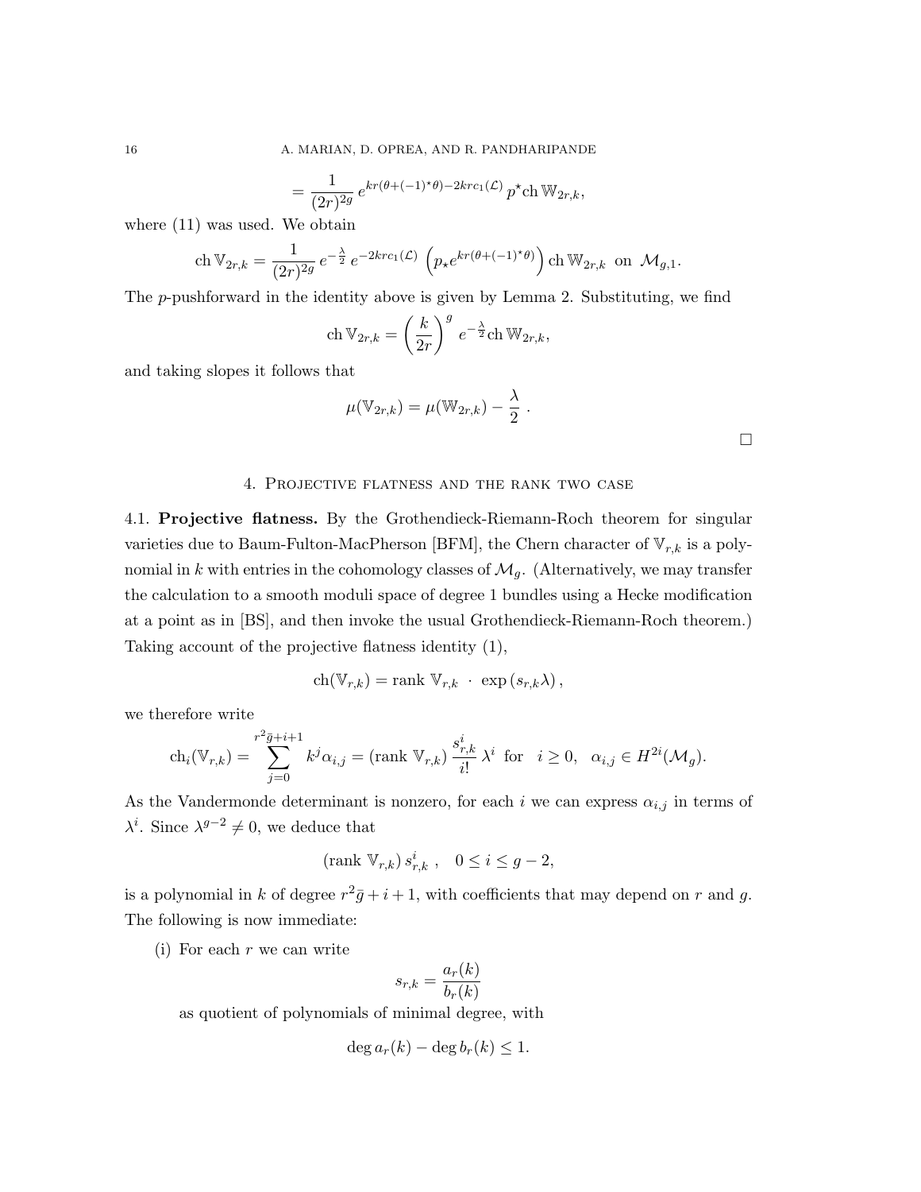$$= \frac{1}{(2r)^{2g}}\, e^{kr(\theta+(-1)^{\star}\theta)-2krc_1(\mathcal{L})}\, p^{\star}\mathrm{ch}\, \mathbb{W}_{2r,k},$$

where (11) was used. We obtain

$$\mathrm{ch}\, \mathbb{V}_{2r,k} = \frac{1}{(2r)^{2g}}\, e^{-\frac{\lambda}{2}}\, e^{-2krc_1(\mathcal{L})}\, \left(p_{\star} e^{kr(\theta+(-1)^{\star}\theta)}\right) \mathrm{ch}\, \mathbb{W}_{2r,k} \ \text{ on } \ \mathcal{M}_{g,1}.$$

The $p$-pushforward in the identity above is given by Lemma 2. Substituting, we find

$$\mathrm{ch}\, \mathbb{V}_{2r,k} = \left(\frac{k}{2r}\right)^{g} e^{-\frac{\lambda}{2}} \mathrm{ch}\, \mathbb{W}_{2r,k},$$

and taking slopes it follows that

$$\mu(\mathbb{V}_{2r,k}) = \mu(\mathbb{W}_{2r,k}) - \frac{\lambda}{2}\ .$$

□

## 4. Projective flatness and the rank two case

**4.1. Projective flatness.** By the Grothendieck-Riemann-Roch theorem for singular varieties due to Baum-Fulton-MacPherson [BFM], the Chern character of $\mathbb{V}_{r,k}$ is a polynomial in $k$ with entries in the cohomology classes of $\mathcal{M}_g$. (Alternatively, we may transfer the calculation to a smooth moduli space of degree 1 bundles using a Hecke modification at a point as in [BS], and then invoke the usual Grothendieck-Riemann-Roch theorem.) Taking account of the projective flatness identity (1),

$$\mathrm{ch}(\mathbb{V}_{r,k}) = \mathrm{rank}\ \mathbb{V}_{r,k}\ \cdot\ \exp\left(s_{r,k}\lambda\right),$$

we therefore write

$$\mathrm{ch}_i(\mathbb{V}_{r,k}) = \sum_{j=0}^{r^2\bar{g}+i+1} k^j \alpha_{i,j} = (\mathrm{rank}\ \mathbb{V}_{r,k})\, \frac{s_{r,k}^i}{i!}\, \lambda^i \ \text{ for } \ \ i \geq 0, \ \ \alpha_{i,j} \in H^{2i}(\mathcal{M}_g).$$

As the Vandermonde determinant is nonzero, for each $i$ we can express $\alpha_{i,j}$ in terms of $\lambda^i$. Since $\lambda^{g-2} \neq 0$, we deduce that

$$(\mathrm{rank}\ \mathbb{V}_{r,k})\, s_{r,k}^i\ , \quad 0 \leq i \leq g-2,$$

is a polynomial in $k$ of degree $r^2\bar{g} + i + 1$, with coefficients that may depend on $r$ and $g$. The following is now immediate:

(i) For each $r$ we can write

$$s_{r,k} = \frac{a_r(k)}{b_r(k)}$$

as quotient of polynomials of minimal degree, with

$$\deg a_r(k) - \deg b_r(k) \leq 1.$$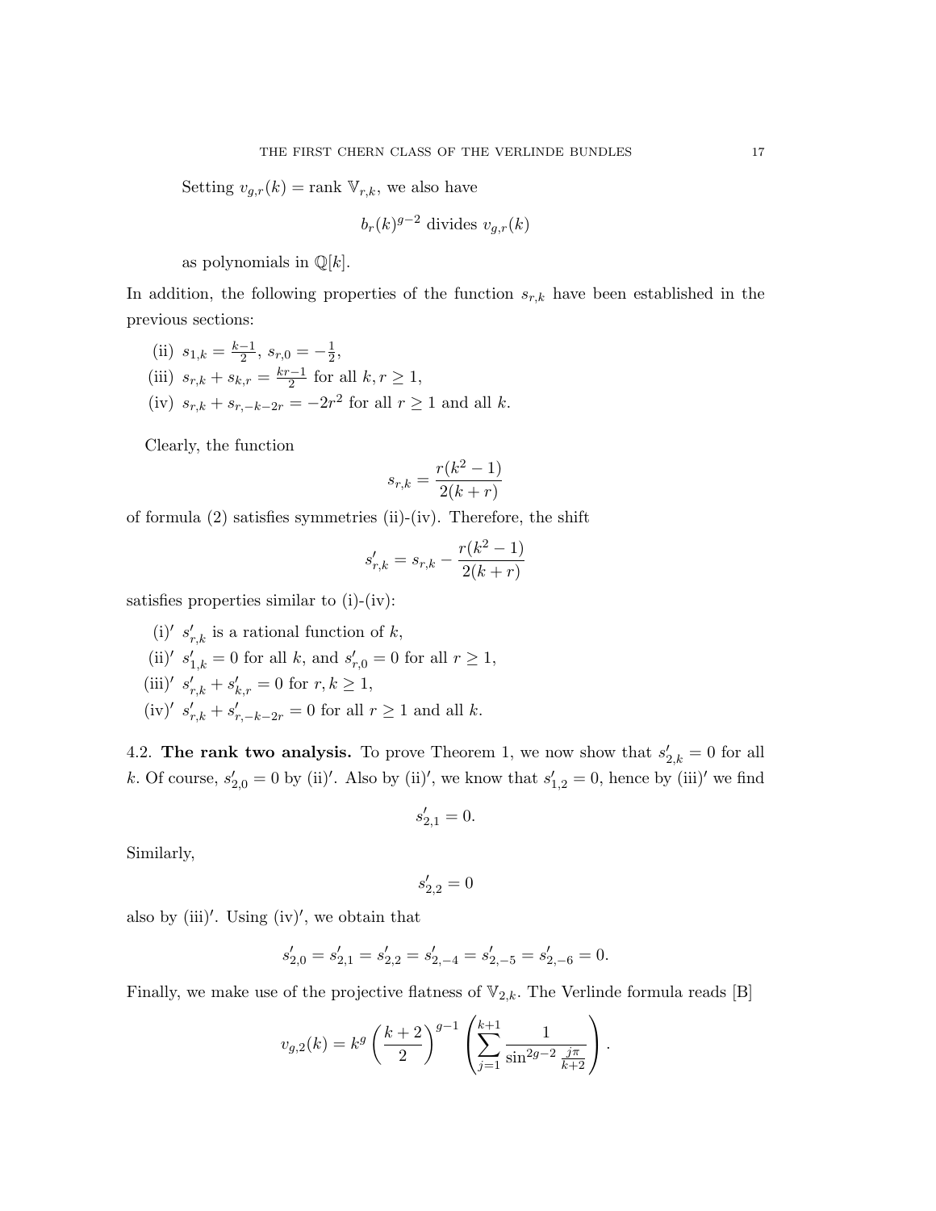Setting $v_{g,r}(k) = \text{rank } \mathbb{V}_{r,k}$, we also have

$$b_r(k)^{g-2} \text{ divides } v_{g,r}(k)$$

as polynomials in $\mathbb{Q}[k]$.

In addition, the following properties of the function $s_{r,k}$ have been established in the previous sections:

(ii) $s_{1,k} = \frac{k-1}{2}$, $s_{r,0} = -\frac{1}{2}$,

(iii) $s_{r,k} + s_{k,r} = \frac{kr-1}{2}$ for all $k, r \geq 1$,

(iv) $s_{r,k} + s_{r,-k-2r} = -2r^2$ for all $r \geq 1$ and all $k$.

Clearly, the function

$$s_{r,k} = \frac{r(k^2-1)}{2(k+r)}$$

of formula (2) satisfies symmetries (ii)-(iv). Therefore, the shift

$$s'_{r,k} = s_{r,k} - \frac{r(k^2-1)}{2(k+r)}$$

satisfies properties similar to (i)-(iv):

(i)′ $s'_{r,k}$ is a rational function of $k$,

(ii)′ $s'_{1,k} = 0$ for all $k$, and $s'_{r,0} = 0$ for all $r \geq 1$,

(iii)′ $s'_{r,k} + s'_{k,r} = 0$ for $r, k \geq 1$,

(iv)′ $s'_{r,k} + s'_{r,-k-2r} = 0$ for all $r \geq 1$ and all $k$.

4.2. **The rank two analysis.** To prove Theorem 1, we now show that $s'_{2,k} = 0$ for all $k$. Of course, $s'_{2,0} = 0$ by (ii)′. Also by (ii)′, we know that $s'_{1,2} = 0$, hence by (iii)′ we find

$$s'_{2,1} = 0.$$

Similarly,

$$s'_{2,2} = 0$$

also by (iii)′. Using (iv)′, we obtain that

$$s'_{2,0} = s'_{2,1} = s'_{2,2} = s'_{2,-4} = s'_{2,-5} = s'_{2,-6} = 0.$$

Finally, we make use of the projective flatness of $\mathbb{V}_{2,k}$. The Verlinde formula reads [B]

$$v_{g,2}(k) = k^g \left(\frac{k+2}{2}\right)^{g-1} \left(\sum_{j=1}^{k+1} \frac{1}{\sin^{2g-2} \frac{j\pi}{k+2}}\right).$$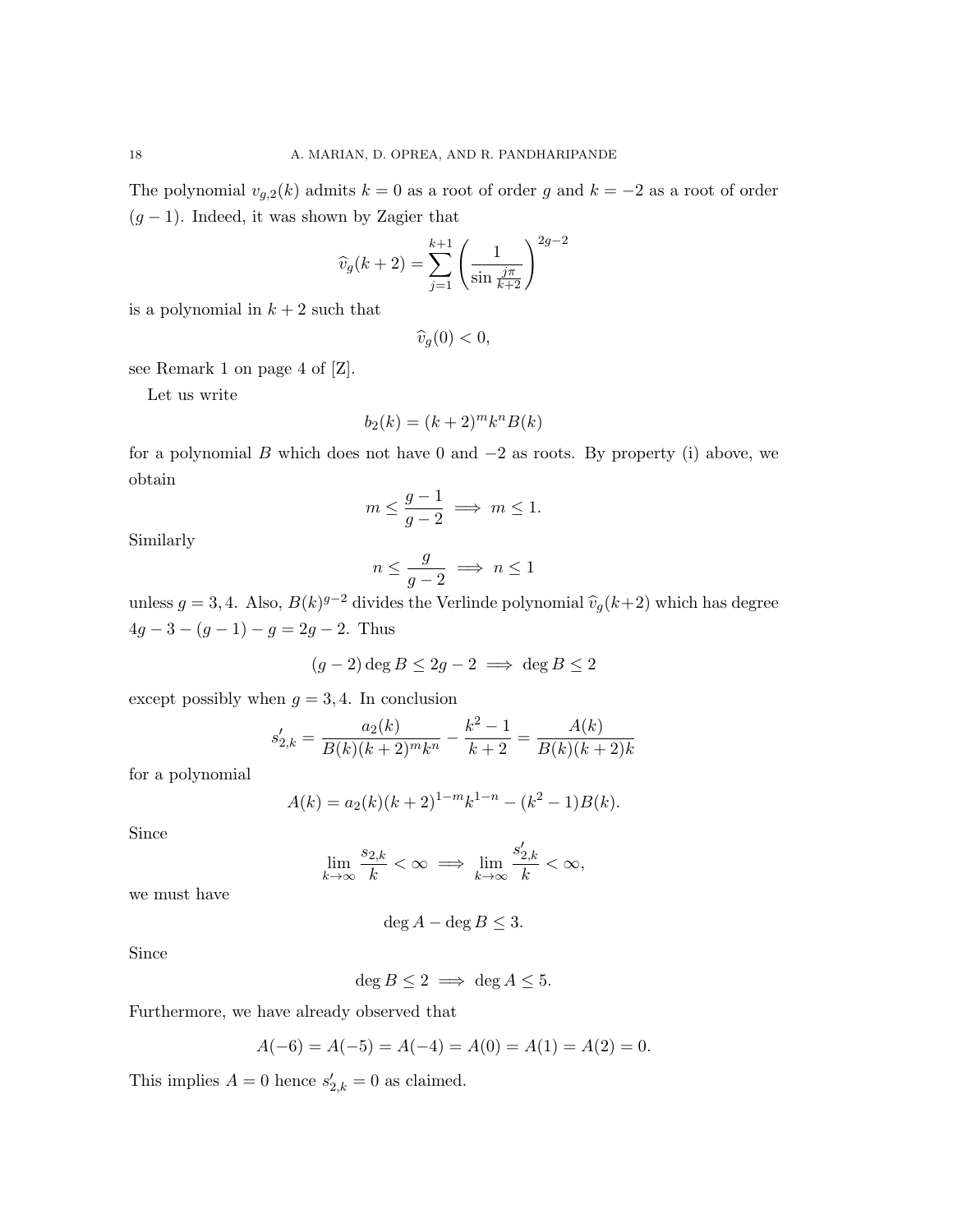The polynomial $v_{g,2}(k)$ admits $k = 0$ as a root of order $g$ and $k = -2$ as a root of order $(g-1)$. Indeed, it was shown by Zagier that

$$\widehat{v}_g(k+2) = \sum_{j=1}^{k+1} \left( \frac{1}{\sin \frac{j\pi}{k+2}} \right)^{2g-2}$$

is a polynomial in $k+2$ such that

$$\widehat{v}_g(0) < 0,$$

see Remark 1 on page 4 of [Z].

Let us write

$$b_2(k) = (k+2)^m k^n B(k)$$

for a polynomial $B$ which does not have 0 and $-2$ as roots. By property (i) above, we obtain

$$m \leq \frac{g-1}{g-2} \implies m \leq 1.$$

Similarly

$$n \leq \frac{g}{g-2} \implies n \leq 1$$

unless $g = 3, 4$. Also, $B(k)^{g-2}$ divides the Verlinde polynomial $\widehat{v}_g(k+2)$ which has degree $4g - 3 - (g-1) - g = 2g - 2$. Thus

$$(g-2) \deg B \leq 2g - 2 \implies \deg B \leq 2$$

except possibly when $g = 3, 4$. In conclusion

$$s'_{2,k} = \frac{a_2(k)}{B(k)(k+2)^m k^n} - \frac{k^2 - 1}{k+2} = \frac{A(k)}{B(k)(k+2)k}$$

for a polynomial

$$A(k) = a_2(k)(k+2)^{1-m} k^{1-n} - (k^2 - 1) B(k).$$

Since

$$\lim_{k \to \infty} \frac{s_{2,k}}{k} < \infty \implies \lim_{k \to \infty} \frac{s'_{2,k}}{k} < \infty,$$

we must have

$$\deg A - \deg B \leq 3.$$

Since

$$\deg B \leq 2 \implies \deg A \leq 5.$$

Furthermore, we have already observed that

$$A(-6) = A(-5) = A(-4) = A(0) = A(1) = A(2) = 0.$$

This implies $A = 0$ hence $s'_{2,k} = 0$ as claimed.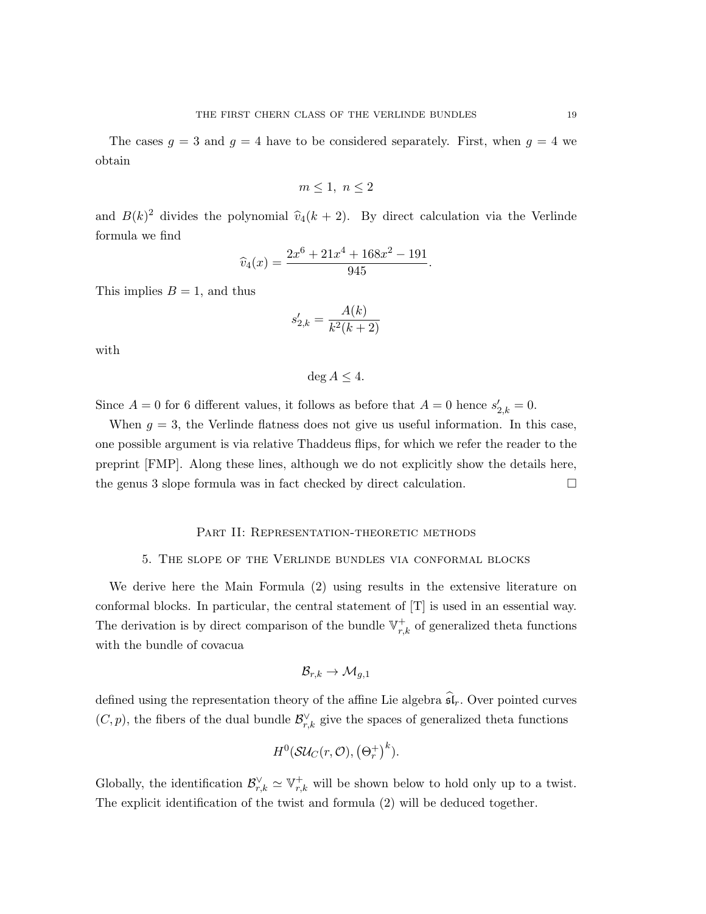The cases $g = 3$ and $g = 4$ have to be considered separately. First, when $g = 4$ we obtain

$$m \leq 1, \ n \leq 2$$

and $B(k)^2$ divides the polynomial $\widehat{v}_4(k+2)$. By direct calculation via the Verlinde formula we find

$$\widehat{v}_4(x) = \frac{2x^6 + 21x^4 + 168x^2 - 191}{945}.$$

This implies $B = 1$, and thus

$$s'_{2,k} = \frac{A(k)}{k^2(k+2)}$$

with

$$\deg A \leq 4.$$

Since $A = 0$ for 6 different values, it follows as before that $A = 0$ hence $s'_{2,k} = 0$.

When $g = 3$, the Verlinde flatness does not give us useful information. In this case, one possible argument is via relative Thaddeus flips, for which we refer the reader to the preprint [FMP]. Along these lines, although we do not explicitly show the details here, the genus 3 slope formula was in fact checked by direct calculation. $\square$

# Part II: Representation-theoretic methods

## 5. The slope of the Verlinde bundles via conformal blocks

We derive here the Main Formula (2) using results in the extensive literature on conformal blocks. In particular, the central statement of [T] is used in an essential way. The derivation is by direct comparison of the bundle $\mathbb{V}^+_{r,k}$ of generalized theta functions with the bundle of covacua

$$\mathcal{B}_{r,k} \to \mathcal{M}_{g,1}$$

defined using the representation theory of the affine Lie algebra $\widehat{\mathfrak{sl}}_r$. Over pointed curves $(C, p)$, the fibers of the dual bundle $\mathcal{B}^\vee_{r,k}$ give the spaces of generalized theta functions

$$H^0(\mathcal{SU}_C(r, \mathcal{O}), \left(\Theta^+_r\right)^k).$$

Globally, the identification $\mathcal{B}^\vee_{r,k} \simeq \mathbb{V}^+_{r,k}$ will be shown below to hold only up to a twist. The explicit identification of the twist and formula (2) will be deduced together.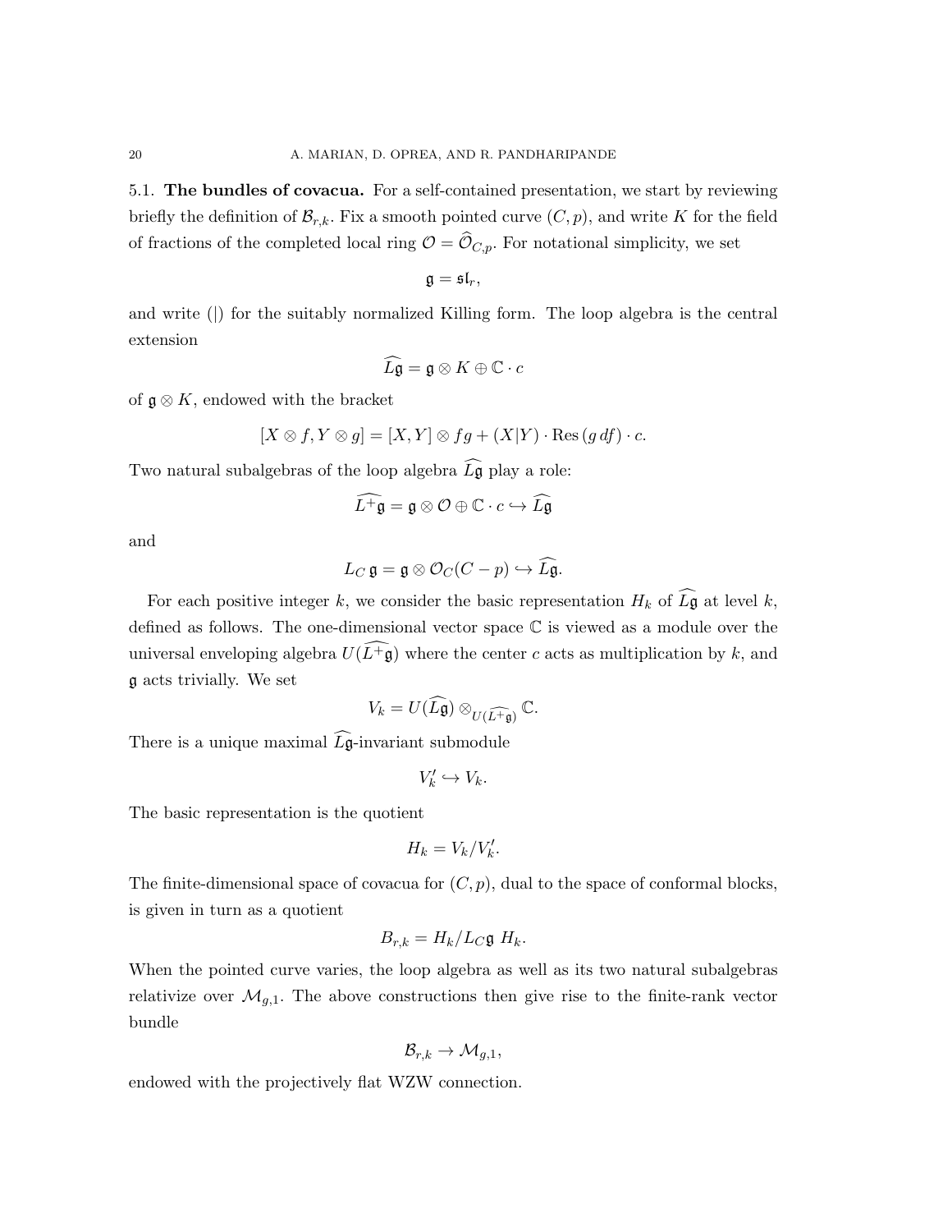### 5.1. The bundles of covacua.

For a self-contained presentation, we start by reviewing briefly the definition of $\mathcal{B}_{r,k}$. Fix a smooth pointed curve $(C, p)$, and write $K$ for the field of fractions of the completed local ring $\mathcal{O} = \widehat{\mathcal{O}}_{C,p}$. For notational simplicity, we set

$$\mathfrak{g} = \mathfrak{sl}_r,$$

and write $(|)$ for the suitably normalized Killing form. The loop algebra is the central extension

$$\widehat{L\mathfrak{g}} = \mathfrak{g} \otimes K \oplus \mathbb{C} \cdot c$$

of $\mathfrak{g} \otimes K$, endowed with the bracket

$$[X \otimes f, Y \otimes g] = [X, Y] \otimes fg + (X|Y) \cdot \operatorname{Res}(g\, df) \cdot c.$$

Two natural subalgebras of the loop algebra $\widehat{L\mathfrak{g}}$ play a role:

$$\widehat{L^+\mathfrak{g}} = \mathfrak{g} \otimes \mathcal{O} \oplus \mathbb{C} \cdot c \hookrightarrow \widehat{L\mathfrak{g}}$$

and

$$L_C\, \mathfrak{g} = \mathfrak{g} \otimes \mathcal{O}_C(C - p) \hookrightarrow \widehat{L\mathfrak{g}}.$$

For each positive integer $k$, we consider the basic representation $H_k$ of $\widehat{L\mathfrak{g}}$ at level $k$, defined as follows. The one-dimensional vector space $\mathbb{C}$ is viewed as a module over the universal enveloping algebra $U(\widehat{L^+\mathfrak{g}})$ where the center $c$ acts as multiplication by $k$, and $\mathfrak{g}$ acts trivially. We set

$$V_k = U(\widehat{L\mathfrak{g}}) \otimes_{U(\widehat{L^+\mathfrak{g}})} \mathbb{C}.$$

There is a unique maximal $\widehat{L\mathfrak{g}}$-invariant submodule

$$V'_k \hookrightarrow V_k.$$

The basic representation is the quotient

$$H_k = V_k / V'_k.$$

The finite-dimensional space of covacua for $(C, p)$, dual to the space of conformal blocks, is given in turn as a quotient

$$B_{r,k} = H_k / L_C \mathfrak{g}\ H_k.$$

When the pointed curve varies, the loop algebra as well as its two natural subalgebras relativize over $\mathcal{M}_{g,1}$. The above constructions then give rise to the finite-rank vector bundle

$$\mathcal{B}_{r,k} \to \mathcal{M}_{g,1},$$

endowed with the projectively flat WZW connection.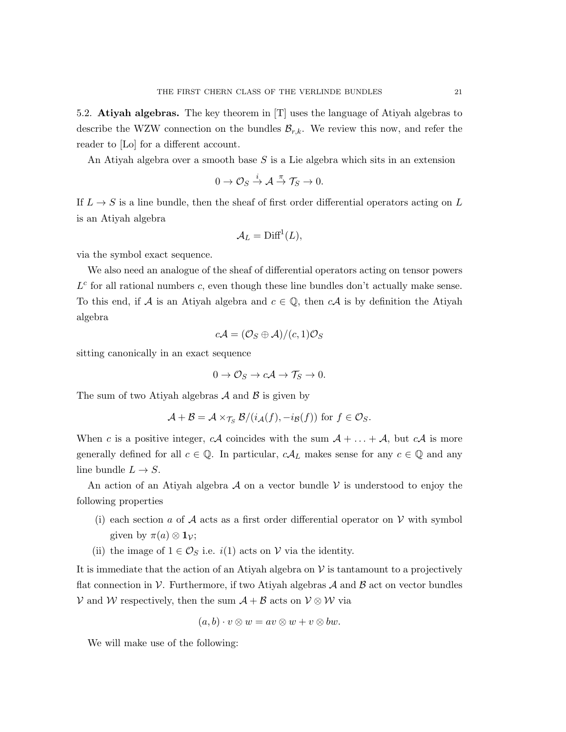5.2. **Atiyah algebras.** The key theorem in [T] uses the language of Atiyah algebras to describe the WZW connection on the bundles $\mathcal{B}_{r,k}$. We review this now, and refer the reader to [Lo] for a different account.

An Atiyah algebra over a smooth base $S$ is a Lie algebra which sits in an extension

$$0 \to \mathcal{O}_S \xrightarrow{i} \mathcal{A} \xrightarrow{\pi} \mathcal{T}_S \to 0.$$

If $L \to S$ is a line bundle, then the sheaf of first order differential operators acting on $L$ is an Atiyah algebra

$$\mathcal{A}_L = \mathrm{Diff}^1(L),$$

via the symbol exact sequence.

We also need an analogue of the sheaf of differential operators acting on tensor powers $L^c$ for all rational numbers $c$, even though these line bundles don't actually make sense. To this end, if $\mathcal{A}$ is an Atiyah algebra and $c \in \mathbb{Q}$, then $c\mathcal{A}$ is by definition the Atiyah algebra

$$c\mathcal{A} = (\mathcal{O}_S \oplus \mathcal{A})/(c, 1)\mathcal{O}_S$$

sitting canonically in an exact sequence

$$0 \to \mathcal{O}_S \to c\mathcal{A} \to \mathcal{T}_S \to 0.$$

The sum of two Atiyah algebras $\mathcal{A}$ and $\mathcal{B}$ is given by

$$\mathcal{A} + \mathcal{B} = \mathcal{A} \times_{\mathcal{T}_S} \mathcal{B}/(i_{\mathcal{A}}(f), -i_{\mathcal{B}}(f)) \text{ for } f \in \mathcal{O}_S.$$

When $c$ is a positive integer, $c\mathcal{A}$ coincides with the sum $\mathcal{A} + \ldots + \mathcal{A}$, but $c\mathcal{A}$ is more generally defined for all $c \in \mathbb{Q}$. In particular, $c\mathcal{A}_L$ makes sense for any $c \in \mathbb{Q}$ and any line bundle $L \to S$.

An action of an Atiyah algebra $\mathcal{A}$ on a vector bundle $\mathcal{V}$ is understood to enjoy the following properties

- (i) each section $a$ of $\mathcal{A}$ acts as a first order differential operator on $\mathcal{V}$ with symbol given by $\pi(a) \otimes \mathbf{1}_{\mathcal{V}}$;
- (ii) the image of $1 \in \mathcal{O}_S$ i.e. $i(1)$ acts on $\mathcal{V}$ via the identity.

It is immediate that the action of an Atiyah algebra on $\mathcal{V}$ is tantamount to a projectively flat connection in $\mathcal{V}$. Furthermore, if two Atiyah algebras $\mathcal{A}$ and $\mathcal{B}$ act on vector bundles $\mathcal{V}$ and $\mathcal{W}$ respectively, then the sum $\mathcal{A} + \mathcal{B}$ acts on $\mathcal{V} \otimes \mathcal{W}$ via

$$(a, b) \cdot v \otimes w = av \otimes w + v \otimes bw.$$

We will make use of the following: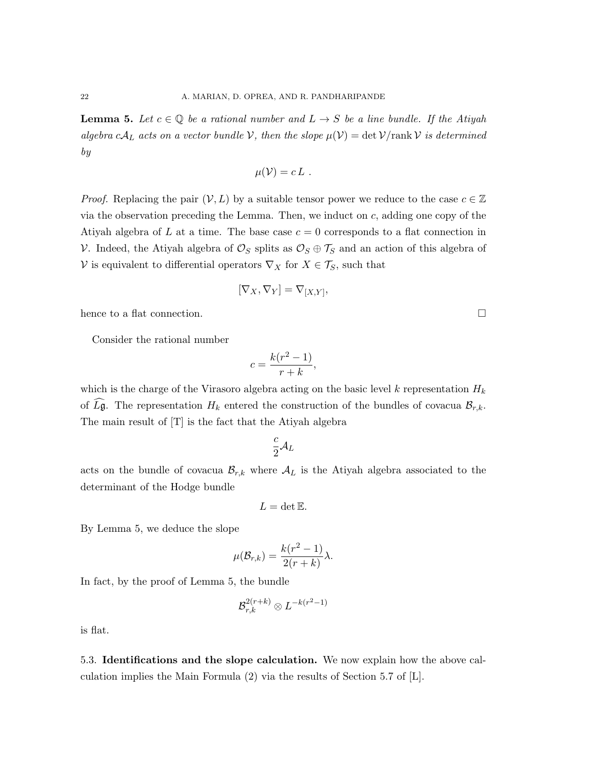**Lemma 5.** *Let $c \in \mathbb{Q}$ be a rational number and $L \to S$ be a line bundle. If the Atiyah algebra $c\mathcal{A}_L$ acts on a vector bundle $\mathcal{V}$, then the slope $\mu(\mathcal{V}) = \det \mathcal{V}/\operatorname{rank} \mathcal{V}$ is determined by*

$$\mu(\mathcal{V}) = c\, L \ .$$

*Proof.* Replacing the pair $(\mathcal{V}, L)$ by a suitable tensor power we reduce to the case $c \in \mathbb{Z}$ via the observation preceding the Lemma. Then, we induct on $c$, adding one copy of the Atiyah algebra of $L$ at a time. The base case $c = 0$ corresponds to a flat connection in $\mathcal{V}$. Indeed, the Atiyah algebra of $\mathcal{O}_S$ splits as $\mathcal{O}_S \oplus \mathcal{T}_S$ and an action of this algebra of $\mathcal{V}$ is equivalent to differential operators $\nabla_X$ for $X \in \mathcal{T}_S$, such that

$$[\nabla_X, \nabla_Y] = \nabla_{[X,Y]},$$

hence to a flat connection. □

Consider the rational number

$$c = \frac{k(r^2-1)}{r+k},$$

which is the charge of the Virasoro algebra acting on the basic level $k$ representation $H_k$ of $\widehat{L\mathfrak{g}}$. The representation $H_k$ entered the construction of the bundles of covacua $\mathcal{B}_{r,k}$. The main result of [T] is the fact that the Atiyah algebra

$$\frac{c}{2}\mathcal{A}_L$$

acts on the bundle of covacua $\mathcal{B}_{r,k}$ where $\mathcal{A}_L$ is the Atiyah algebra associated to the determinant of the Hodge bundle

$$L = \det \mathbb{E}.$$

By Lemma 5, we deduce the slope

$$\mu(\mathcal{B}_{r,k}) = \frac{k(r^2-1)}{2(r+k)}\lambda.$$

In fact, by the proof of Lemma 5, the bundle

$$\mathcal{B}_{r,k}^{2(r+k)} \otimes L^{-k(r^2-1)}$$

is flat.

5.3. **Identifications and the slope calculation.** We now explain how the above calculation implies the Main Formula (2) via the results of Section 5.7 of [L].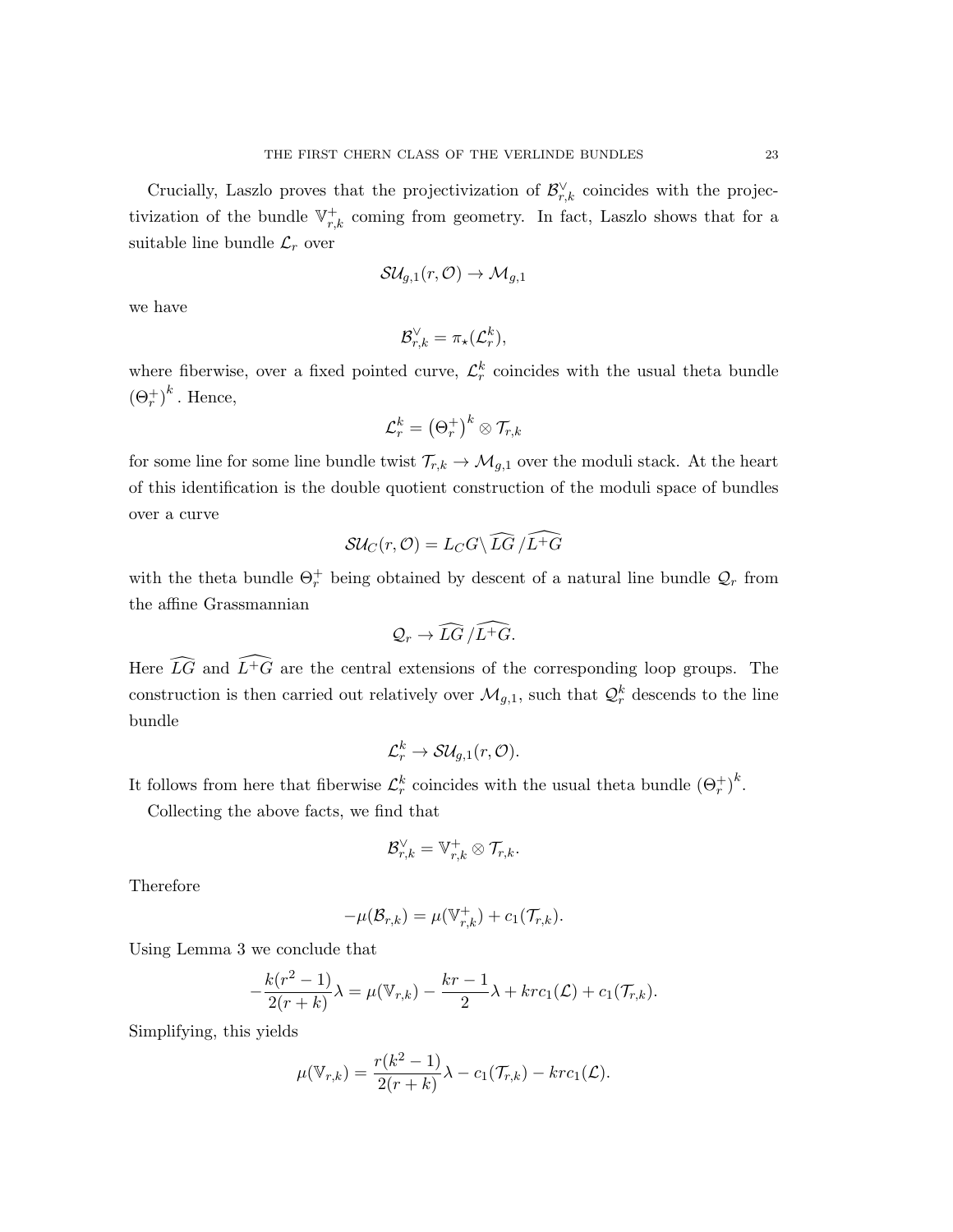Crucially, Laszlo proves that the projectivization of $\mathcal{B}^{\vee}_{r,k}$ coincides with the projectivization of the bundle $\mathbb{V}^{+}_{r,k}$ coming from geometry. In fact, Laszlo shows that for a suitable line bundle $\mathcal{L}_r$ over

$$\mathcal{SU}_{g,1}(r, \mathcal{O}) \to \mathcal{M}_{g,1}$$

we have

$$\mathcal{B}^{\vee}_{r,k} = \pi_{\star}(\mathcal{L}^k_r),$$

where fiberwise, over a fixed pointed curve, $\mathcal{L}^k_r$ coincides with the usual theta bundle $\left(\Theta^+_r\right)^k$. Hence,

$$\mathcal{L}^k_r = \left(\Theta^+_r\right)^k \otimes \mathcal{T}_{r,k}$$

for some line for some line bundle twist $\mathcal{T}_{r,k} \to \mathcal{M}_{g,1}$ over the moduli stack. At the heart of this identification is the double quotient construction of the moduli space of bundles over a curve

$$\mathcal{SU}_C(r, \mathcal{O}) = L_C G \backslash \widehat{LG} / \widehat{L^+G}$$

with the theta bundle $\Theta^+_r$ being obtained by descent of a natural line bundle $\mathcal{Q}_r$ from the affine Grassmannian

$$\mathcal{Q}_r \to \widehat{LG} / \widehat{L^+G}.$$

Here $\widehat{LG}$ and $\widehat{L^+G}$ are the central extensions of the corresponding loop groups. The construction is then carried out relatively over $\mathcal{M}_{g,1}$, such that $\mathcal{Q}^k_r$ descends to the line bundle

$$\mathcal{L}^k_r \to \mathcal{SU}_{g,1}(r, \mathcal{O}).$$

It follows from here that fiberwise $\mathcal{L}^k_r$ coincides with the usual theta bundle $\left(\Theta^+_r\right)^k$.

Collecting the above facts, we find that

$$\mathcal{B}^{\vee}_{r,k} = \mathbb{V}^{+}_{r,k} \otimes \mathcal{T}_{r,k}.$$

Therefore

$$-\mu(\mathcal{B}_{r,k}) = \mu(\mathbb{V}^{+}_{r,k}) + c_1(\mathcal{T}_{r,k}).$$

Using Lemma 3 we conclude that

$$-\frac{k(r^2-1)}{2(r+k)}\lambda = \mu(\mathbb{V}_{r,k}) - \frac{kr-1}{2}\lambda + krc_1(\mathcal{L}) + c_1(\mathcal{T}_{r,k}).$$

Simplifying, this yields

$$\mu(\mathbb{V}_{r,k}) = \frac{r(k^2-1)}{2(r+k)}\lambda - c_1(\mathcal{T}_{r,k}) - krc_1(\mathcal{L}).$$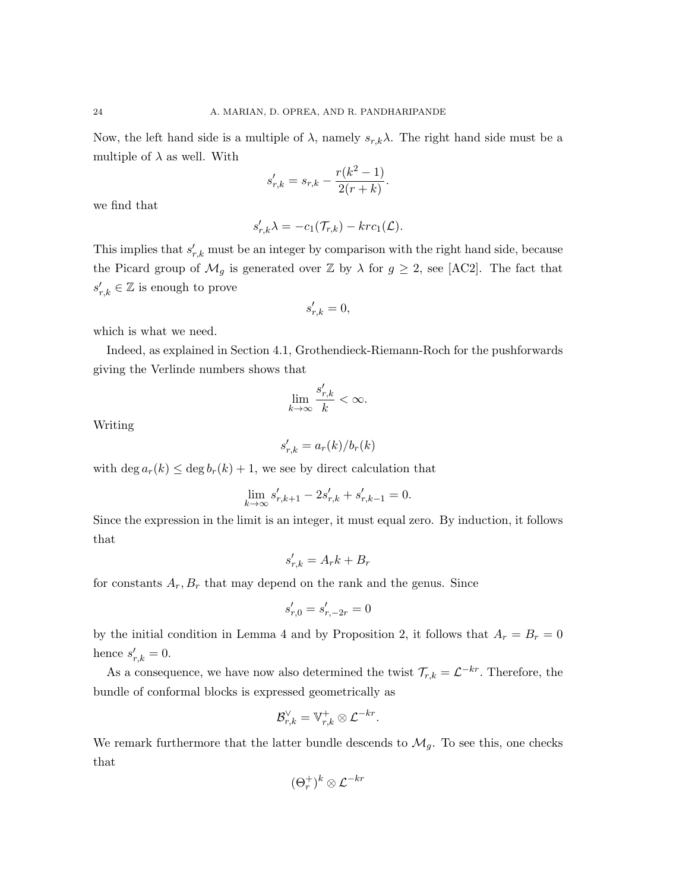Now, the left hand side is a multiple of $\lambda$, namely $s_{r,k}\lambda$. The right hand side must be a multiple of $\lambda$ as well. With

$$s'_{r,k} = s_{r,k} - \frac{r(k^2-1)}{2(r+k)}.$$

we find that

$$s'_{r,k}\lambda = -c_1(\mathcal{T}_{r,k}) - krc_1(\mathcal{L}).$$

This implies that $s'_{r,k}$ must be an integer by comparison with the right hand side, because the Picard group of $\mathcal{M}_g$ is generated over $\mathbb{Z}$ by $\lambda$ for $g \geq 2$, see [AC2]. The fact that $s'_{r,k} \in \mathbb{Z}$ is enough to prove

$$s'_{r,k} = 0,$$

which is what we need.

Indeed, as explained in Section 4.1, Grothendieck-Riemann-Roch for the pushforwards giving the Verlinde numbers shows that

$$\lim_{k\to\infty} \frac{s'_{r,k}}{k} < \infty.$$

Writing

$$s'_{r,k} = a_r(k)/b_r(k)$$

with $\deg a_r(k) \leq \deg b_r(k) + 1$, we see by direct calculation that

$$\lim_{k\to\infty} s'_{r,k+1} - 2s'_{r,k} + s'_{r,k-1} = 0.$$

Since the expression in the limit is an integer, it must equal zero. By induction, it follows that

$$s'_{r,k} = A_r k + B_r$$

for constants $A_r, B_r$ that may depend on the rank and the genus. Since

$$s'_{r,0} = s'_{r,-2r} = 0$$

by the initial condition in Lemma 4 and by Proposition 2, it follows that $A_r = B_r = 0$ hence $s'_{r,k} = 0$.

As a consequence, we have now also determined the twist $\mathcal{T}_{r,k} = \mathcal{L}^{-kr}$. Therefore, the bundle of conformal blocks is expressed geometrically as

$$\mathcal{B}^\vee_{r,k} = \mathbb{V}^+_{r,k} \otimes \mathcal{L}^{-kr}.$$

We remark furthermore that the latter bundle descends to $\mathcal{M}_g$. To see this, one checks that

$$(\Theta^+_r)^k \otimes \mathcal{L}^{-kr}$$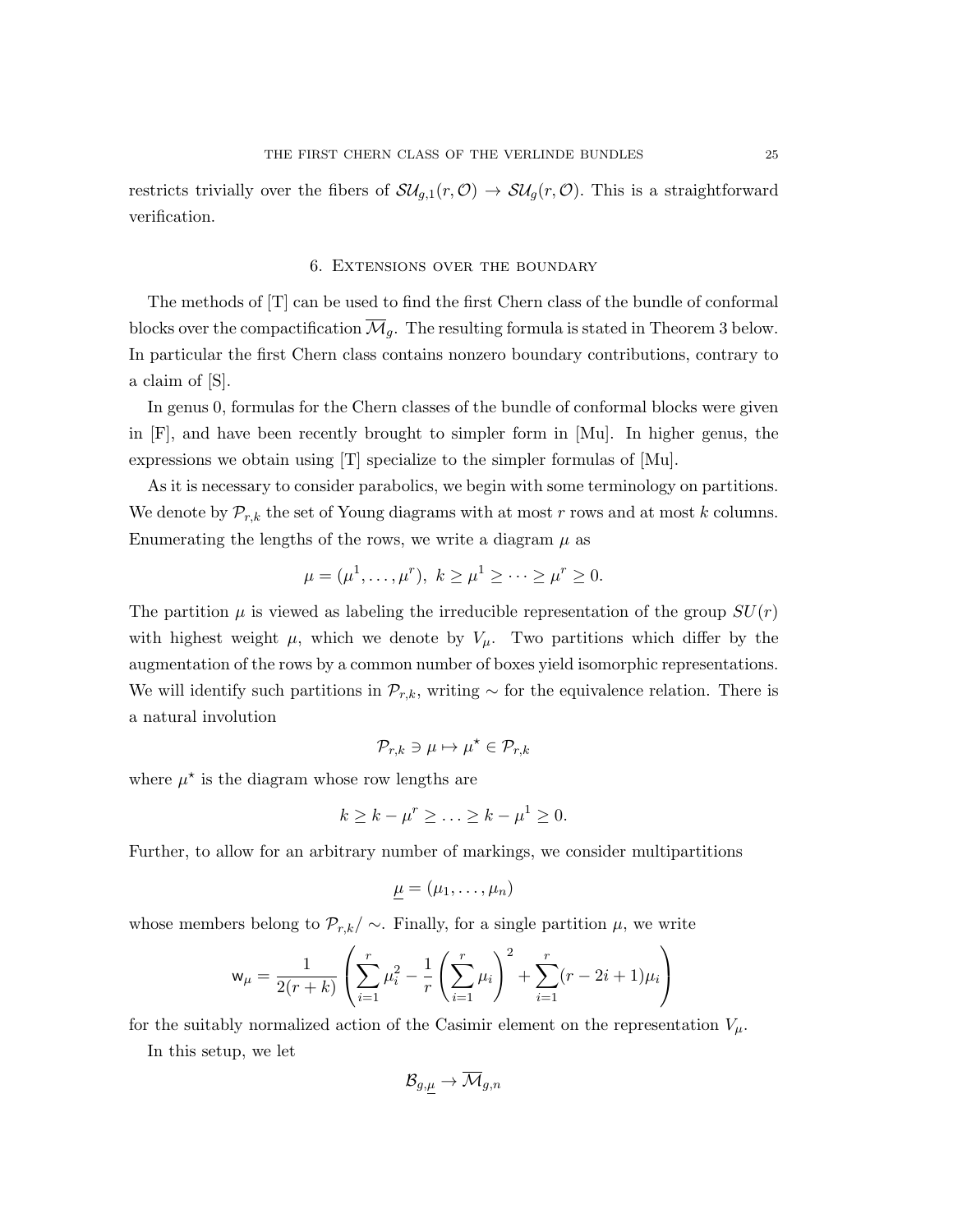restricts trivially over the fibers of $\mathcal{SU}_{g,1}(r, \mathcal{O}) \to \mathcal{SU}_g(r, \mathcal{O})$. This is a straightforward verification.

## 6. Extensions over the boundary

The methods of [T] can be used to find the first Chern class of the bundle of conformal blocks over the compactification $\overline{\mathcal{M}}_g$. The resulting formula is stated in Theorem 3 below. In particular the first Chern class contains nonzero boundary contributions, contrary to a claim of [S].

In genus 0, formulas for the Chern classes of the bundle of conformal blocks were given in [F], and have been recently brought to simpler form in [Mu]. In higher genus, the expressions we obtain using [T] specialize to the simpler formulas of [Mu].

As it is necessary to consider parabolics, we begin with some terminology on partitions. We denote by $\mathcal{P}_{r,k}$ the set of Young diagrams with at most $r$ rows and at most $k$ columns. Enumerating the lengths of the rows, we write a diagram $\mu$ as

$$\mu = (\mu^1, \ldots, \mu^r), \ k \geq \mu^1 \geq \cdots \geq \mu^r \geq 0.$$

The partition $\mu$ is viewed as labeling the irreducible representation of the group $SU(r)$ with highest weight $\mu$, which we denote by $V_\mu$. Two partitions which differ by the augmentation of the rows by a common number of boxes yield isomorphic representations. We will identify such partitions in $\mathcal{P}_{r,k}$, writing $\sim$ for the equivalence relation. There is a natural involution

$$\mathcal{P}_{r,k} \ni \mu \mapsto \mu^\star \in \mathcal{P}_{r,k}$$

where $\mu^\star$ is the diagram whose row lengths are

$$k \geq k - \mu^r \geq \ldots \geq k - \mu^1 \geq 0.$$

Further, to allow for an arbitrary number of markings, we consider multipartitions

$$\underline{\mu} = (\mu_1, \ldots, \mu_n)$$

whose members belong to $\mathcal{P}_{r,k}/\sim$. Finally, for a single partition $\mu$, we write

$$\mathsf{w}_\mu = \frac{1}{2(r+k)} \left( \sum_{i=1}^r \mu_i^2 - \frac{1}{r} \left( \sum_{i=1}^r \mu_i \right)^2 + \sum_{i=1}^r (r - 2i + 1)\mu_i \right)$$

for the suitably normalized action of the Casimir element on the representation $V_\mu$.

In this setup, we let

$$\mathcal{B}_{g,\underline{\mu}} \to \overline{\mathcal{M}}_{g,n}$$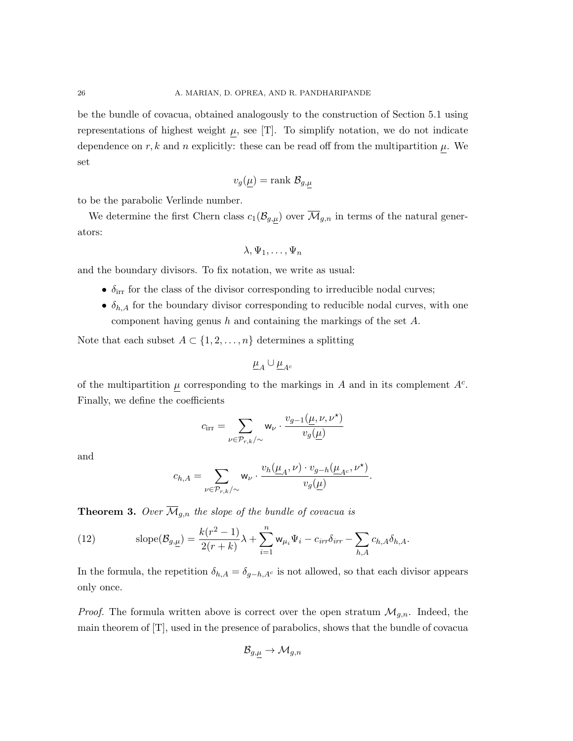be the bundle of covacua, obtained analogously to the construction of Section 5.1 using representations of highest weight $\underline{\mu}$, see [T]. To simplify notation, we do not indicate dependence on $r, k$ and $n$ explicitly: these can be read off from the multipartition $\underline{\mu}$. We set

$$v_g(\underline{\mu}) = \text{rank } \mathcal{B}_{g,\underline{\mu}}$$

to be the parabolic Verlinde number.

We determine the first Chern class $c_1(\mathcal{B}_{g,\underline{\mu}})$ over $\overline{\mathcal{M}}_{g,n}$ in terms of the natural generators:

$$\lambda, \Psi_1, \ldots, \Psi_n$$

and the boundary divisors. To fix notation, we write as usual:

- $\delta_{\text{irr}}$ for the class of the divisor corresponding to irreducible nodal curves;
- $\delta_{h,A}$ for the boundary divisor corresponding to reducible nodal curves, with one component having genus $h$ and containing the markings of the set $A$.

Note that each subset $A \subset \{1, 2, \ldots, n\}$ determines a splitting

$$\underline{\mu}_A \cup \underline{\mu}_{A^c}$$

of the multipartition $\underline{\mu}$ corresponding to the markings in $A$ and in its complement $A^c$. Finally, we define the coefficients

$$c_{\text{irr}} = \sum_{\nu \in \mathcal{P}_{r,k}/\sim} \mathsf{w}_\nu \cdot \frac{v_{g-1}(\underline{\mu}, \nu, \nu^\star)}{v_g(\underline{\mu})}$$

and

$$c_{h,A} = \sum_{\nu \in \mathcal{P}_{r,k}/\sim} \mathsf{w}_\nu \cdot \frac{v_h(\underline{\mu}_A, \nu) \cdot v_{g-h}(\underline{\mu}_{A^c}, \nu^\star)}{v_g(\underline{\mu})}.$$

**Theorem 3.** *Over $\overline{\mathcal{M}}_{g,n}$ the slope of the bundle of covacua is*

$$\text{slope}(\mathcal{B}_{g,\underline{\mu}}) = \frac{k(r^2-1)}{2(r+k)}\lambda + \sum_{i=1}^{n} \mathsf{w}_{\mu_i}\Psi_i - c_{irr}\delta_{irr} - \sum_{h,A} c_{h,A}\delta_{h,A}. \tag{12}$$

In the formula, the repetition $\delta_{h,A} = \delta_{g-h,A^c}$ is not allowed, so that each divisor appears only once.

*Proof.* The formula written above is correct over the open stratum $\mathcal{M}_{g,n}$. Indeed, the main theorem of [T], used in the presence of parabolics, shows that the bundle of covacua

$$\mathcal{B}_{g,\underline{\mu}} \to \mathcal{M}_{g,n}$$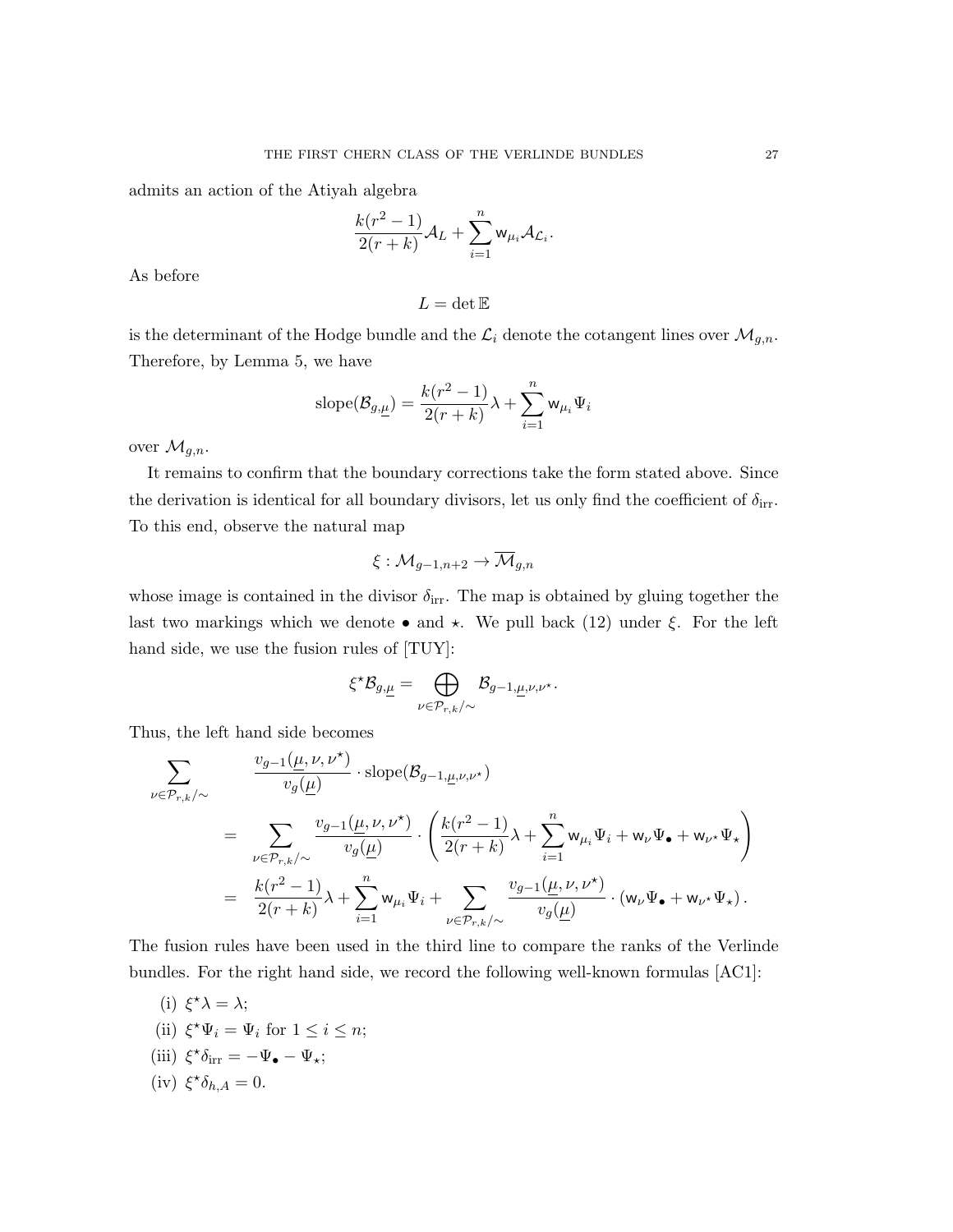admits an action of the Atiyah algebra

$$\frac{k(r^2-1)}{2(r+k)}\mathcal{A}_L + \sum_{i=1}^{n} \mathsf{w}_{\mu_i}\mathcal{A}_{\mathcal{L}_i}.$$

As before

$$L = \det \mathbb{E}$$

is the determinant of the Hodge bundle and the $\mathcal{L}_i$ denote the cotangent lines over $\mathcal{M}_{g,n}$. Therefore, by Lemma 5, we have

$$\text{slope}(\mathcal{B}_{g,\underline{\mu}}) = \frac{k(r^2-1)}{2(r+k)}\lambda + \sum_{i=1}^{n} \mathsf{w}_{\mu_i}\Psi_i$$

over $\mathcal{M}_{g,n}$.

It remains to confirm that the boundary corrections take the form stated above. Since the derivation is identical for all boundary divisors, let us only find the coefficient of $\delta_{\text{irr}}$. To this end, observe the natural map

$$\xi : \mathcal{M}_{g-1,n+2} \to \overline{\mathcal{M}}_{g,n}$$

whose image is contained in the divisor $\delta_{\text{irr}}$. The map is obtained by gluing together the last two markings which we denote $\bullet$ and $\star$. We pull back (12) under $\xi$. For the left hand side, we use the fusion rules of [TUY]:

$$\xi^\star \mathcal{B}_{g,\underline{\mu}} = \bigoplus_{\nu \in \mathcal{P}_{r,k}/\sim} \mathcal{B}_{g-1,\underline{\mu},\nu,\nu^\star}.$$

Thus, the left hand side becomes

$$\begin{aligned}
\sum_{\nu \in \mathcal{P}_{r,k}/\sim} \quad & \frac{v_{g-1}(\underline{\mu},\nu,\nu^\star)}{v_g(\underline{\mu})} \cdot \text{slope}(\mathcal{B}_{g-1,\underline{\mu},\nu,\nu^\star}) \\
&= \sum_{\nu \in \mathcal{P}_{r,k}/\sim} \frac{v_{g-1}(\underline{\mu},\nu,\nu^\star)}{v_g(\underline{\mu})} \cdot \left( \frac{k(r^2-1)}{2(r+k)}\lambda + \sum_{i=1}^{n} \mathsf{w}_{\mu_i}\Psi_i + \mathsf{w}_\nu \Psi_\bullet + \mathsf{w}_{\nu^\star}\Psi_\star \right) \\
&= \frac{k(r^2-1)}{2(r+k)}\lambda + \sum_{i=1}^{n} \mathsf{w}_{\mu_i}\Psi_i + \sum_{\nu \in \mathcal{P}_{r,k}/\sim} \frac{v_{g-1}(\underline{\mu},\nu,\nu^\star)}{v_g(\underline{\mu})} \cdot (\mathsf{w}_\nu \Psi_\bullet + \mathsf{w}_{\nu^\star}\Psi_\star).
\end{aligned}$$

The fusion rules have been used in the third line to compare the ranks of the Verlinde bundles. For the right hand side, we record the following well-known formulas [AC1]:

(i) $\xi^\star \lambda = \lambda$;

(ii) $\xi^\star \Psi_i = \Psi_i$ for $1 \leq i \leq n$;

(iii) $\xi^\star \delta_{\text{irr}} = -\Psi_\bullet - \Psi_\star$;

(iv) $\xi^\star \delta_{h,A} = 0$.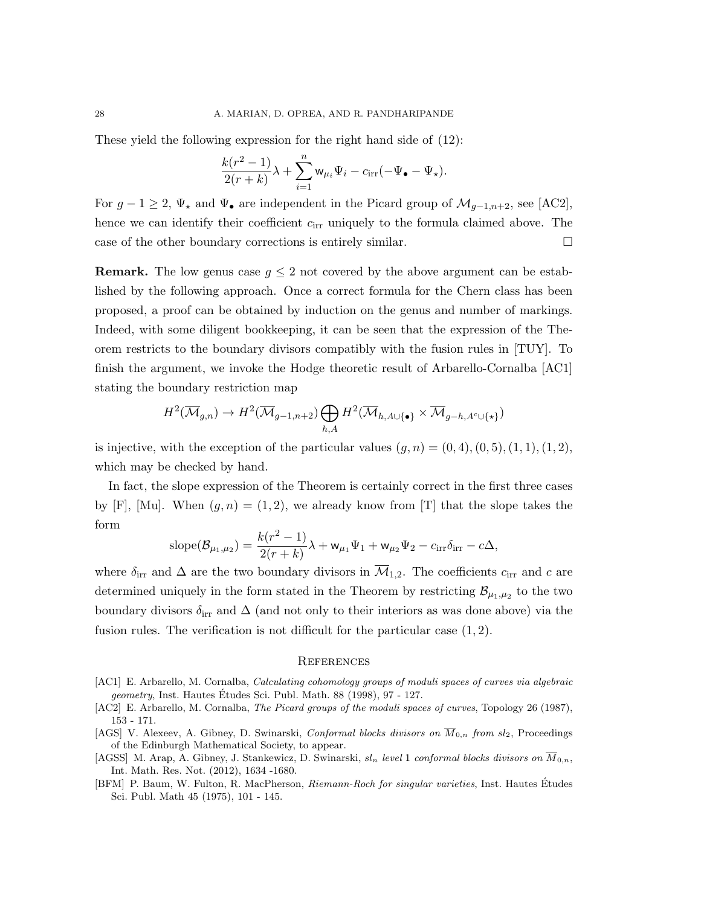These yield the following expression for the right hand side of (12):

$$\frac{k(r^2-1)}{2(r+k)}\lambda + \sum_{i=1}^{n} \mathsf{w}_{\mu_i}\Psi_i - c_{\text{irr}}(-\Psi_\bullet - \Psi_\star).$$

For $g-1 \geq 2$, $\Psi_\star$ and $\Psi_\bullet$ are independent in the Picard group of $\mathcal{M}_{g-1,n+2}$, see [AC2], hence we can identify their coefficient $c_{\text{irr}}$ uniquely to the formula claimed above. The case of the other boundary corrections is entirely similar. □

**Remark.** The low genus case $g \leq 2$ not covered by the above argument can be established by the following approach. Once a correct formula for the Chern class has been proposed, a proof can be obtained by induction on the genus and number of markings. Indeed, with some diligent bookkeeping, it can be seen that the expression of the Theorem restricts to the boundary divisors compatibly with the fusion rules in [TUY]. To finish the argument, we invoke the Hodge theoretic result of Arbarello-Cornalba [AC1] stating the boundary restriction map

$$H^2(\overline{\mathcal{M}}_{g,n}) \to H^2(\overline{\mathcal{M}}_{g-1,n+2}) \bigoplus_{h,A} H^2(\overline{\mathcal{M}}_{h,A\cup\{\bullet\}} \times \overline{\mathcal{M}}_{g-h,A^c\cup\{\star\}})$$

is injective, with the exception of the particular values $(g,n) = (0,4), (0,5), (1,1), (1,2)$, which may be checked by hand.

In fact, the slope expression of the Theorem is certainly correct in the first three cases by [F], [Mu]. When $(g,n) = (1,2)$, we already know from [T] that the slope takes the form

$$\text{slope}(\mathcal{B}_{\mu_1,\mu_2}) = \frac{k(r^2-1)}{2(r+k)}\lambda + \mathsf{w}_{\mu_1}\Psi_1 + \mathsf{w}_{\mu_2}\Psi_2 - c_{\text{irr}}\delta_{\text{irr}} - c\Delta,$$

where $\delta_{\text{irr}}$ and $\Delta$ are the two boundary divisors in $\overline{\mathcal{M}}_{1,2}$. The coefficients $c_{\text{irr}}$ and $c$ are determined uniquely in the form stated in the Theorem by restricting $\mathcal{B}_{\mu_1,\mu_2}$ to the two boundary divisors $\delta_{\text{irr}}$ and $\Delta$ (and not only to their interiors as was done above) via the fusion rules. The verification is not difficult for the particular case $(1,2)$.

## References

[AC1] E. Arbarello, M. Cornalba, *Calculating cohomology groups of moduli spaces of curves via algebraic geometry*, Inst. Hautes Études Sci. Publ. Math. 88 (1998), 97 - 127.

[AC2] E. Arbarello, M. Cornalba, *The Picard groups of the moduli spaces of curves*, Topology 26 (1987), 153 - 171.

[AGS] V. Alexeev, A. Gibney, D. Swinarski, *Conformal blocks divisors on $\overline{M}_{0,n}$ from $sl_2$*, Proceedings of the Edinburgh Mathematical Society, to appear.

[AGSS] M. Arap, A. Gibney, J. Stankewicz, D. Swinarski, *$sl_n$ level 1 conformal blocks divisors on $\overline{M}_{0,n}$*, Int. Math. Res. Not. (2012), 1634 -1680.

[BFM] P. Baum, W. Fulton, R. MacPherson, *Riemann-Roch for singular varieties*, Inst. Hautes Études Sci. Publ. Math 45 (1975), 101 - 145.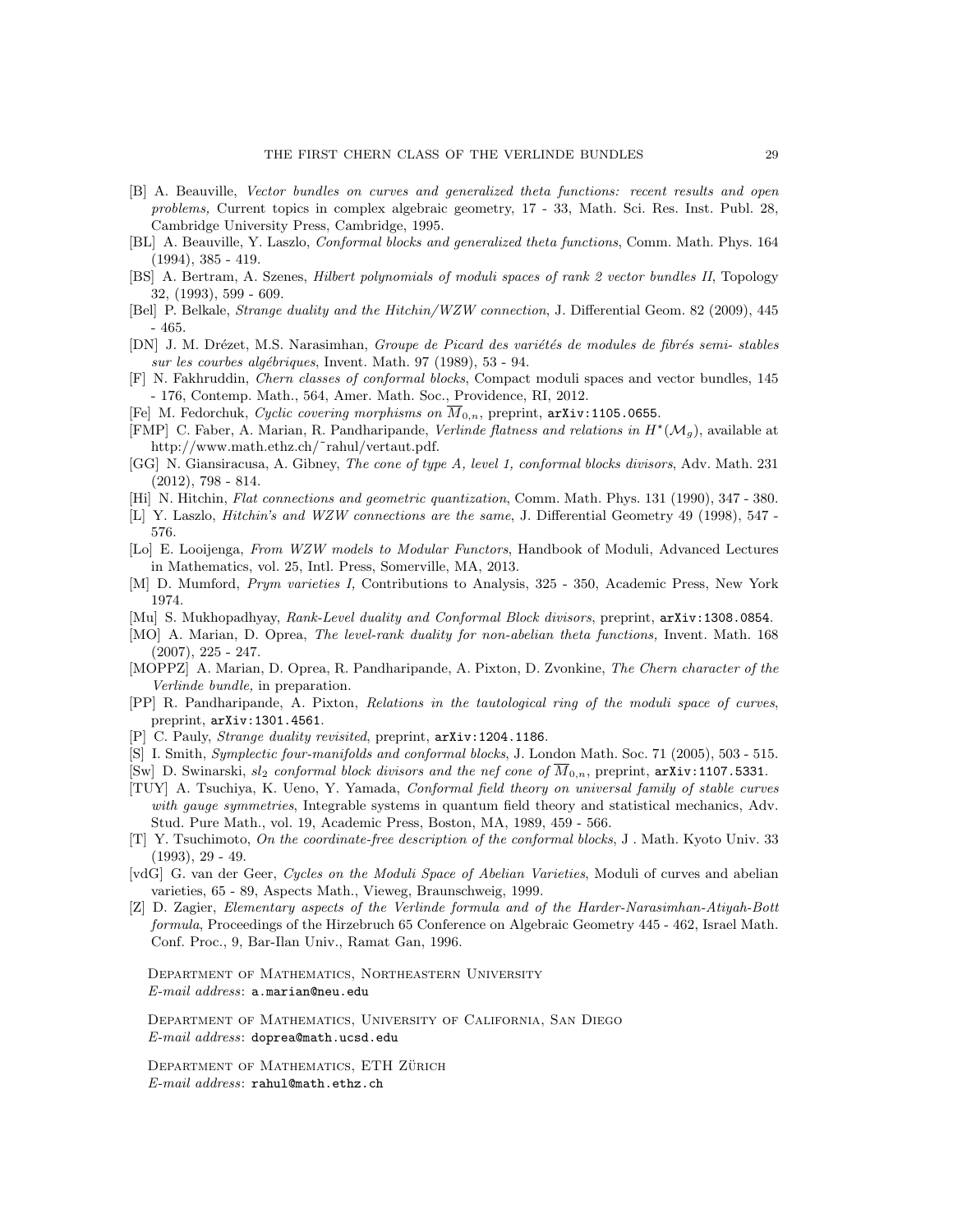[B] A. Beauville, *Vector bundles on curves and generalized theta functions: recent results and open problems,* Current topics in complex algebraic geometry, 17 - 33, Math. Sci. Res. Inst. Publ. 28, Cambridge University Press, Cambridge, 1995.

[BL] A. Beauville, Y. Laszlo, *Conformal blocks and generalized theta functions*, Comm. Math. Phys. 164 (1994), 385 - 419.

[BS] A. Bertram, A. Szenes, *Hilbert polynomials of moduli spaces of rank 2 vector bundles II*, Topology 32, (1993), 599 - 609.

[Bel] P. Belkale, *Strange duality and the Hitchin/WZW connection*, J. Differential Geom. 82 (2009), 445 - 465.

[DN] J. M. Drézet, M.S. Narasimhan, *Groupe de Picard des variétés de modules de fibrés semi- stables sur les courbes algébriques*, Invent. Math. 97 (1989), 53 - 94.

[F] N. Fakhruddin, *Chern classes of conformal blocks*, Compact moduli spaces and vector bundles, 145 - 176, Contemp. Math., 564, Amer. Math. Soc., Providence, RI, 2012.

[Fe] M. Fedorchuk, *Cyclic covering morphisms on $\overline{M}_{0,n}$*, preprint, `arXiv:1105.0655`.

[FMP] C. Faber, A. Marian, R. Pandharipande, *Verlinde flatness and relations in $H^\star(\mathcal{M}_g)$*, available at http://www.math.ethz.ch/~rahul/vertaut.pdf.

[GG] N. Giansiracusa, A. Gibney, *The cone of type A, level 1, conformal blocks divisors*, Adv. Math. 231 (2012), 798 - 814.

[Hi] N. Hitchin, *Flat connections and geometric quantization*, Comm. Math. Phys. 131 (1990), 347 - 380.

[L] Y. Laszlo, *Hitchin's and WZW connections are the same*, J. Differential Geometry 49 (1998), 547 - 576.

[Lo] E. Looijenga, *From WZW models to Modular Functors*, Handbook of Moduli, Advanced Lectures in Mathematics, vol. 25, Intl. Press, Somerville, MA, 2013.

[M] D. Mumford, *Prym varieties I,* Contributions to Analysis, 325 - 350, Academic Press, New York 1974.

[Mu] S. Mukhopadhyay, *Rank-Level duality and Conformal Block divisors*, preprint, `arXiv:1308.0854`.

[MO] A. Marian, D. Oprea, *The level-rank duality for non-abelian theta functions,* Invent. Math. 168 (2007), 225 - 247.

[MOPPZ] A. Marian, D. Oprea, R. Pandharipande, A. Pixton, D. Zvonkine, *The Chern character of the Verlinde bundle,* in preparation.

[PP] R. Pandharipande, A. Pixton, *Relations in the tautological ring of the moduli space of curves*, preprint, `arXiv:1301.4561`.

[P] C. Pauly, *Strange duality revisited*, preprint, `arXiv:1204.1186`.

[S] I. Smith, *Symplectic four-manifolds and conformal blocks*, J. London Math. Soc. 71 (2005), 503 - 515.

[Sw] D. Swinarski, *$sl_2$ conformal block divisors and the nef cone of $\overline{M}_{0,n}$*, preprint, `arXiv:1107.5331`.

[TUY] A. Tsuchiya, K. Ueno, Y. Yamada, *Conformal field theory on universal family of stable curves with gauge symmetries*, Integrable systems in quantum field theory and statistical mechanics, Adv. Stud. Pure Math., vol. 19, Academic Press, Boston, MA, 1989, 459 - 566.

[T] Y. Tsuchimoto, *On the coordinate-free description of the conformal blocks*, J . Math. Kyoto Univ. 33 (1993), 29 - 49.

[vdG] G. van der Geer, *Cycles on the Moduli Space of Abelian Varieties*, Moduli of curves and abelian varieties, 65 - 89, Aspects Math., Vieweg, Braunschweig, 1999.

[Z] D. Zagier, *Elementary aspects of the Verlinde formula and of the Harder-Narasimhan-Atiyah-Bott formula*, Proceedings of the Hirzebruch 65 Conference on Algebraic Geometry 445 - 462, Israel Math. Conf. Proc., 9, Bar-Ilan Univ., Ramat Gan, 1996.

Department of Mathematics, Northeastern University
*E-mail address*: `a.marian@neu.edu`

Department of Mathematics, University of California, San Diego
*E-mail address*: `doprea@math.ucsd.edu`

Department of Mathematics, ETH Zürich
*E-mail address*: `rahul@math.ethz.ch`